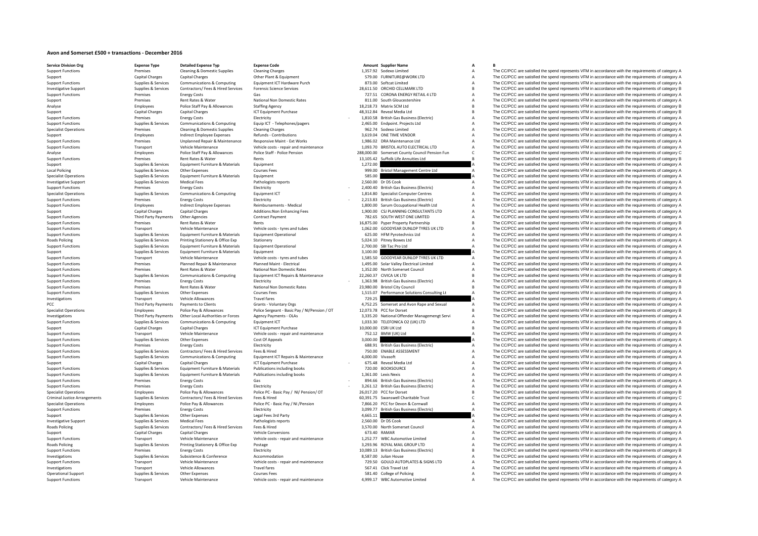# Avon and Somerset £500 + transactions - December 2016

| Service Division Org | Expense Type | Detailed Expense Typ | Expense Code | Amount | Supplier Name | A | B |
|---|---|---|---|---|---|---|---|
| Support Functions | Premises | Cleaning & Domestic Supplies | Cleaning Charges | 1,357.92 | Sodexo Limited | A | The CC/PCC are satisfied the spend represents VFM in accordance with the requirements of category A |
| Support | Capital Charges | Capital Charges | Other Plant & Equipment | 579.00 | FURNITURE@WORK LTD | A | The CC/PCC are satisfied the spend represents VFM in accordance with the requirements of category A |
| Support Functions | Supplies & Services | Communications & Computing | Equipment ICT Hardware Purch | 873.00 | Softcat Limited | A | The CC/PCC are satisfied the spend represents VFM in accordance with the requirements of category A |
| Investigative Support | Supplies & Services | Contractors/ Fees & Hired Services | Forensic Science Services | 28,611.50 | ORCHID CELLMARK LTD | B | The CC/PCC are satisfied the spend represents VFM in accordance with the requirements of category B |
| Support Functions | Premises | Energy Costs | Gas | 727.51 | CORONA ENERGY RETAIL 4 LTD | A | The CC/PCC are satisfied the spend represents VFM in accordance with the requirements of category A |
| Support | Premises | Rent Rates & Water | National Non Domestic Rates | 811.00 | South Gloucestershire | A | The CC/PCC are satisfied the spend represents VFM in accordance with the requirements of category A |
| Analyse | Employees | Police Staff Pay & Allowances | Staffing Agency | 18,218.73 | Matrix SCM Ltd | B | The CC/PCC are satisfied the spend represents VFM in accordance with the requirements of category B |
| Support | Capital Charges | Capital Charges | ICT Equipment Purchase | 48,312.84 | Reveal Media Ltd | B | The CC/PCC are satisfied the spend represents VFM in accordance with the requirements of category B |
| Support Functions | Premises | Energy Costs | Electricity | - 1,810.58 | British Gas Business (Electric) | A | The CC/PCC are satisfied the spend represents VFM in accordance with the requirements of category A |
| Support Functions | Supplies & Services | Communications & Computing | Equip ICT - Telephones/pagers | 2,465.00 | Endpoint. Projects Ltd | A | The CC/PCC are satisfied the spend represents VFM in accordance with the requirements of category A |
| Specialist Operations | Premises | Cleaning & Domestic Supplies | Cleaning Charges | 962.74 | Sodexo Limited | A | The CC/PCC are satisfied the spend represents VFM in accordance with the requirements of category A |
| Support | Employees | Indirect Employee Expenses | Refunds - Contributions | 3,619.04 | ONE TIME VENDOR | A | The CC/PCC are satisfied the spend represents VFM in accordance with the requirements of category A |
| Support Functions | Premises | Unplanned Repair & Maintenance | Responsive Maint - Ext Works | 1,986.02 | DRA Maintenance Ltd | A | The CC/PCC are satisfied the spend represents VFM in accordance with the requirements of category A |
| Support Functions | Transport | Vehicle Maintenance | Vehicle costs - repair and maintenance | 1,093.70 | BRISTOL AUTO ELECTRICAL LTD | A | The CC/PCC are satisfied the spend represents VFM in accordance with the requirements of category A |
| Analyse | Employees | Police Staff Pay & Allowances | Police Staff - Police Pension | 288,000.00 | Somerset County Council Pension Fun | C | The CC/PCC are satisfied the spend represents VFM in accordance with the requirements of category C |
| Support Functions | Premises | Rent Rates & Water | Rents | 13,105.42 | Suffolk Life Annuities Ltd | B | The CC/PCC are satisfied the spend represents VFM in accordance with the requirements of category B |
| Support | Supplies & Services | Equipment Furniture & Materials | Equipment | 1,272.00 | | A | The CC/PCC are satisfied the spend represents VFM in accordance with the requirements of category A |
| Local Policing | Supplies & Services | Other Expenses | Courses Fees | 999.00 | Bristol Management Centre Ltd | A | The CC/PCC are satisfied the spend represents VFM in accordance with the requirements of category A |
| Specialist Operations | Supplies & Services | Equipment Furniture & Materials | Equipment | 585.00 | | A | The CC/PCC are satisfied the spend represents VFM in accordance with the requirements of category A |
| Investigative Support | Supplies & Services | Medical Fees | Pathologists reports | 2,560.00 | Dr DS Cook | A | The CC/PCC are satisfied the spend represents VFM in accordance with the requirements of category A |
| Support Functions | Premises | Energy Costs | Electricity | - 2,400.40 | British Gas Business (Electric) | A | The CC/PCC are satisfied the spend represents VFM in accordance with the requirements of category A |
| Specialist Operations | Supplies & Services | Communications & Computing | Equipment ICT | 1,814.80 | Specialist Computer Centres | A | The CC/PCC are satisfied the spend represents VFM in accordance with the requirements of category A |
| Support Functions | Premises | Energy Costs | Electricity | - 2,213.83 | British Gas Business (Electric) | A | The CC/PCC are satisfied the spend represents VFM in accordance with the requirements of category A |
| Support Functions | Employees | Indirect Employee Expenses | Reimbursements - Medical | 1,800.00 | Sarum Occupational Health Ltd | A | The CC/PCC are satisfied the spend represents VFM in accordance with the requirements of category A |
| Support | Capital Charges | Capital Charges | Additions:Non Enhancing Fees | 1,900.00 | CSJ PLANNING CONSULTANTS LTD | A | The CC/PCC are satisfied the spend represents VFM in accordance with the requirements of category A |
| Support Functions | Third Party Payments | Other Agencies | Contract Payment | 782.65 | SOUTH WEST ONE LIMITED | A | The CC/PCC are satisfied the spend represents VFM in accordance with the requirements of category A |
| Support Functions | Premises | Rent Rates & Water | Rents | 16,875.00 | Pyper Property Partnership | B | The CC/PCC are satisfied the spend represents VFM in accordance with the requirements of category B |
| Support Functions | Transport | Vehicle Maintenance | Vehicle costs - tyres and tubes | 1,062.00 | GOODYEAR DUNLOP TYRES UK LTD | A | The CC/PCC are satisfied the spend represents VFM in accordance with the requirements of category A |
| Support Functions | Supplies & Services | Equipment Furniture & Materials | Equipment Operational | 625.00 | HFM Pyrotechnics Ltd | A | The CC/PCC are satisfied the spend represents VFM in accordance with the requirements of category A |
| Roads Policing | Supplies & Services | Printing Stationery & Office Exp | Stationery | 5,024.10 | Pitney Bowes Ltd | A | The CC/PCC are satisfied the spend represents VFM in accordance with the requirements of category A |
| Support Functions | Supplies & Services | Equipment Furniture & Materials | Equipment Operational | 2,700.00 | SBI Tac Pro Ltd | A | The CC/PCC are satisfied the spend represents VFM in accordance with the requirements of category A |
| Support | Supplies & Services | Equipment Furniture & Materials | Equipment | 3,100.00 | | A | The CC/PCC are satisfied the spend represents VFM in accordance with the requirements of category A |
| Support Functions | Transport | Vehicle Maintenance | Vehicle costs - tyres and tubes | 1,585.50 | GOODYEAR DUNLOP TYRES UK LTD | A | The CC/PCC are satisfied the spend represents VFM in accordance with the requirements of category A |
| Support Functions | Premises | Planned Repair & Maintenance | Planned Maint - Electrical | 1,495.00 | Solar Valley Electrical Limited | A | The CC/PCC are satisfied the spend represents VFM in accordance with the requirements of category A |
| Support Functions | Premises | Rent Rates & Water | National Non Domestic Rates | 1,352.00 | North Somerset Council | A | The CC/PCC are satisfied the spend represents VFM in accordance with the requirements of category A |
| Support Functions | Supplies & Services | Communications & Computing | Equipment ICT Repairs & Maintenance | 22,260.37 | CIVICA UK LTD | B | The CC/PCC are satisfied the spend represents VFM in accordance with the requirements of category B |
| Support Functions | Premises | Energy Costs | Electricity | - 1,363.98 | British Gas Business (Electric) | A | The CC/PCC are satisfied the spend represents VFM in accordance with the requirements of category A |
| Support Functions | Premises | Rent Rates & Water | National Non Domestic Rates | 23,980.00 | Bristol City Council | B | The CC/PCC are satisfied the spend represents VFM in accordance with the requirements of category B |
| Support Functions | Supplies & Services | Other Expenses | Courses Fees | 1,515.07 | Performance Solutions Consulting Lt | A | The CC/PCC are satisfied the spend represents VFM in accordance with the requirements of category A |
| Investigations | Transport | Vehicle Allowances | Travel fares | 729.25 | | A | The CC/PCC are satisfied the spend represents VFM in accordance with the requirements of category A |
| PCC | Third Party Payments | Payments to Clients | Grants - Voluntary Orgs | 4,752.25 | Somerset and Avon Rape and Sexual | A | The CC/PCC are satisfied the spend represents VFM in accordance with the requirements of category A |
| Specialist Operations | Employees | Police Pay & Allowances | Police Sergeant - Basic Pay / NI/Pension / OT | 12,073.78 | PCC for Dorset | B | The CC/PCC are satisfied the spend represents VFM in accordance with the requirements of category B |
| Investigations | Third Party Payments | Other Local Authorities or Forces | Agency Payments - OLAs | 3,335.20 | National Offender Managemengt Servi | A | The CC/PCC are satisfied the spend represents VFM in accordance with the requirements of category A |
| Support Functions | Supplies & Services | Communications & Computing | Equipment ICT | 1,033.30 | TELEFONICA O2 (UK) LTD | A | The CC/PCC are satisfied the spend represents VFM in accordance with the requirements of category A |
| Support | Capital Charges | Capital Charges | ICT Equipment Purchase | 10,000.00 | ESRI UK Ltd | B | The CC/PCC are satisfied the spend represents VFM in accordance with the requirements of category B |
| Support Functions | Transport | Vehicle Maintenance | Vehicle costs - repair and maintenance | 752.12 | BMW (UK) Ltd | A | The CC/PCC are satisfied the spend represents VFM in accordance with the requirements of category A |
| Support Functions | Supplies & Services | Other Expenses | Cost Of Appeals | 3,000.00 | | A | The CC/PCC are satisfied the spend represents VFM in accordance with the requirements of category A |
| Support Functions | Premises | Energy Costs | Electricity | 688.91 | British Gas Business (Electric) | A | The CC/PCC are satisfied the spend represents VFM in accordance with the requirements of category A |
| Support Functions | Supplies & Services | Contractors/ Fees & Hired Services | Fees & Hired | 750.00 | ENABLE ASSESSMENT | A | The CC/PCC are satisfied the spend represents VFM in accordance with the requirements of category A |
| Support Functions | Supplies & Services | Communications & Computing | Equipment ICT Repairs & Maintenance | 4,000.00 | Vivasoft | A | The CC/PCC are satisfied the spend represents VFM in accordance with the requirements of category A |
| Support | Capital Charges | Capital Charges | ICT Equipment Purchase | - 675.48 | Reveal Media Ltd | A | The CC/PCC are satisfied the spend represents VFM in accordance with the requirements of category A |
| Support Functions | Supplies & Services | Equipment Furniture & Materials | Publications including books | 720.00 | BOOKSOURCE | A | The CC/PCC are satisfied the spend represents VFM in accordance with the requirements of category A |
| Support Functions | Supplies & Services | Equipment Furniture & Materials | Publications including books | 1,361.00 | Lexis Nexis | A | The CC/PCC are satisfied the spend represents VFM in accordance with the requirements of category A |
| Support Functions | Premises | Energy Costs | Gas | - 894.66 | British Gas Business (Electric) | A | The CC/PCC are satisfied the spend represents VFM in accordance with the requirements of category A |
| Support Functions | Premises | Energy Costs | Electricity | - 3,261.12 | British Gas Business (Electric) | A | The CC/PCC are satisfied the spend represents VFM in accordance with the requirements of category A |
| Specialist Operations | Employees | Police Pay & Allowances | Police PC - Basic Pay / NI/ Pension/ OT | 26,017.20 | PCC for Dorset | B | The CC/PCC are satisfied the spend represents VFM in accordance with the requirements of category B |
| Criminal Justice Arrangements | Supplies & Services | Contractors/ Fees & Hired Services | Fees & Hired | 60,391.75 | Swanswell Charitable Trust | C | The CC/PCC are satisfied the spend represents VFM in accordance with the requirements of category C |
| Specialist Operations | Employees | Police Pay & Allowances | Police PC - Basic Pay / NI /Pension | 7,866.20 | PCC for Devon & Cornwall | A | The CC/PCC are satisfied the spend represents VFM in accordance with the requirements of category A |
| Support Functions | Premises | Energy Costs | Electricity | 3,099.77 | British Gas Business (Electric) | A | The CC/PCC are satisfied the spend represents VFM in accordance with the requirements of category A |
| Support | Supplies & Services | Other Expenses | Legal Fees 3rd Party | 4,665.11 | | A | The CC/PCC are satisfied the spend represents VFM in accordance with the requirements of category A |
| Investigative Support | Supplies & Services | Medical Fees | Pathologists reports | 2,560.00 | Dr DS Cook | A | The CC/PCC are satisfied the spend represents VFM in accordance with the requirements of category A |
| Roads Policing | Supplies & Services | Contractors/ Fees & Hired Services | Fees & Hired | 3,570.00 | North Somerset Council | A | The CC/PCC are satisfied the spend represents VFM in accordance with the requirements of category A |
| Support | Capital Charges | Capital Charges | Vehicle Conversions | 673.40 | RAMAR | A | The CC/PCC are satisfied the spend represents VFM in accordance with the requirements of category A |
| Support Functions | Transport | Vehicle Maintenance | Vehicle costs - repair and maintenance | 1,252.77 | WBC Automotive Limited | A | The CC/PCC are satisfied the spend represents VFM in accordance with the requirements of category A |
| Roads Policing | Supplies & Services | Printing Stationery & Office Exp | Postage | 3,293.96 | ROYAL MAIL GROUP LTD | A | The CC/PCC are satisfied the spend represents VFM in accordance with the requirements of category A |
| Support Functions | Premises | Energy Costs | Electricity | 10,089.13 | British Gas Business (Electric) | B | The CC/PCC are satisfied the spend represents VFM in accordance with the requirements of category B |
| Investigations | Supplies & Services | Subsistence & Conference | Accommodation | 8,587.00 | Julian House | A | The CC/PCC are satisfied the spend represents VFM in accordance with the requirements of category A |
| Support Functions | Transport | Vehicle Maintenance | Vehicle costs - repair and maintenance | 729.50 | GOULD AUTOPLATES & SIGNS LTD | A | The CC/PCC are satisfied the spend represents VFM in accordance with the requirements of category A |
| Investigations | Transport | Vehicle Allowances | Travel fares | 567.41 | Click Travel Ltd | A | The CC/PCC are satisfied the spend represents VFM in accordance with the requirements of category A |
| Operational Support | Supplies & Services | Other Expenses | Courses Fees | 581.40 | College of Policing | A | The CC/PCC are satisfied the spend represents VFM in accordance with the requirements of category A |
| Support Functions | Transport | Vehicle Maintenance | Vehicle costs - repair and maintenance | 4,999.17 | WBC Automotive Limited | A | The CC/PCC are satisfied the spend represents VFM in accordance with the requirements of category A |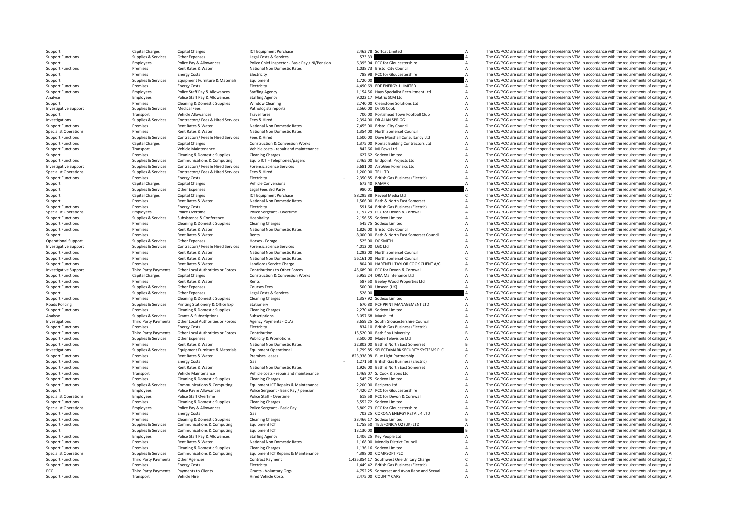| | | | | | | | |
|---|---|---|---|---|---|---|---|
| Support | Capital Charges | Capital Charges | ICT Equipment Purchase | 2,463.78 | Softcat Limited | A | The CC/PCC are satisfied the spend represents VFM in accordance with the requirements of category A |
| Support Functions | Supplies & Services | Other Expenses | Legal Costs & Services | 573.33 | | A | The CC/PCC are satisfied the spend represents VFM in accordance with the requirements of category A |
| Support | Employees | Police Pay & Allowances | Police Chief Inspector - Basic Pay / NI/Pension | 6,395.94 | PCC for Gloucestershire | A | The CC/PCC are satisfied the spend represents VFM in accordance with the requirements of category A |
| Support Functions | Premises | Rent Rates & Water | National Non Domestic Rates | 1,038.73 | Bristol City Council | A | The CC/PCC are satisfied the spend represents VFM in accordance with the requirements of category A |
| Support | Premises | Energy Costs | Electricity | 788.98 | PCC for Gloucestershire | A | The CC/PCC are satisfied the spend represents VFM in accordance with the requirements of category A |
| Support | Supplies & Services | Equipment Furniture & Materials | Equipment | 1,720.00 | | A | The CC/PCC are satisfied the spend represents VFM in accordance with the requirements of category A |
| Support Functions | Premises | Energy Costs | Electricity | 4,490.69 | EDF ENERGY 1 LIMITED | A | The CC/PCC are satisfied the spend represents VFM in accordance with the requirements of category A |
| Support Functions | Employees | Police Staff Pay & Allowances | Staffing Agency | 1,154.56 | Hays Specialist Recruitment Ltd | A | The CC/PCC are satisfied the spend represents VFM in accordance with the requirements of category A |
| Analyse | Employees | Police Staff Pay & Allowances | Staffing Agency | 9,022.17 | Matrix SCM Ltd | A | The CC/PCC are satisfied the spend represents VFM in accordance with the requirements of category A |
| Support | Premises | Cleaning & Domestic Supplies | Window Cleaning | 2,740.00 | Clearstone Solutions Ltd | A | The CC/PCC are satisfied the spend represents VFM in accordance with the requirements of category A |
| Investigative Support | Supplies & Services | Medical Fees | Pathologists reports | 2,560.00 | Dr DS Cook | A | The CC/PCC are satisfied the spend represents VFM in accordance with the requirements of category A |
| Support | Transport | Vehicle Allowances | Travel fares | 700.00 | Portishead Town Football Club | A | The CC/PCC are satisfied the spend represents VFM in accordance with the requirements of category A |
| Investigations | Supplies & Services | Contractors/ Fees & Hired Services | Fees & Hired | 2,394.00 | DR ALAN SPRIGG | A | The CC/PCC are satisfied the spend represents VFM in accordance with the requirements of category A |
| Support Functions | Premises | Rent Rates & Water | National Non Domestic Rates | 7,455.00 | Bristol City Council | A | The CC/PCC are satisfied the spend represents VFM in accordance with the requirements of category A |
| Specialist Operations | Premises | Rent Rates & Water | National Non Domestic Rates | 1,354.00 | North Somerset Council | A | The CC/PCC are satisfied the spend represents VFM in accordance with the requirements of category A |
| Support Functions | Supplies & Services | Contractors/ Fees & Hired Services | Fees & Hired | 1,500.00 | Dave Marshall Consultancy Ltd | A | The CC/PCC are satisfied the spend represents VFM in accordance with the requirements of category A |
| Support Functions | Capital Charges | Capital Charges | Construction & Conversion Works | 1,375.00 | Romac Building Contractors Ltd | A | The CC/PCC are satisfied the spend represents VFM in accordance with the requirements of category A |
| Support Functions | Transport | Vehicle Maintenance | Vehicle costs - repair and maintenance | 842.66 | MJ Fews Ltd | A | The CC/PCC are satisfied the spend represents VFM in accordance with the requirements of category A |
| Support | Premises | Cleaning & Domestic Supplies | Cleaning Charges | 627.62 | Sodexo Limited | A | The CC/PCC are satisfied the spend represents VFM in accordance with the requirements of category A |
| Support Functions | Supplies & Services | Communications & Computing | Equip ICT - Telephones/pagers | 2,465.00 | Endpoint. Projects Ltd | A | The CC/PCC are satisfied the spend represents VFM in accordance with the requirements of category A |
| Investigative Support | Supplies & Services | Contractors/ Fees & Hired Services | Forensic Science Services | 5,681.00 | ArroGen Forensics Ltd | A | The CC/PCC are satisfied the spend represents VFM in accordance with the requirements of category A |
| Specialist Operations | Supplies & Services | Contractors/ Fees & Hired Services | Fees & Hired | 1,200.00 | TRL LTD | A | The CC/PCC are satisfied the spend represents VFM in accordance with the requirements of category A |
| Support Functions | Premises | Energy Costs | Electricity | - 2,350.85 | British Gas Business (Electric) | A | The CC/PCC are satisfied the spend represents VFM in accordance with the requirements of category A |
| Support | Capital Charges | Capital Charges | Vehicle Conversions | 673.40 | RAMAR | A | The CC/PCC are satisfied the spend represents VFM in accordance with the requirements of category A |
| Support | Supplies & Services | Other Expenses | Legal Fees 3rd Party | 980.01 | | A | The CC/PCC are satisfied the spend represents VFM in accordance with the requirements of category A |
| Support | Capital Charges | Capital Charges | ICT Equipment Purchase | 88,295.88 | Reveal Media Ltd | C | The CC/PCC are satisfied the spend represents VFM in accordance with the requirements of category C |
| Support | Premises | Rent Rates & Water | National Non Domestic Rates | 1,566.00 | Bath & North East Somerset | A | The CC/PCC are satisfied the spend represents VFM in accordance with the requirements of category A |
| Support Functions | Premises | Energy Costs | Electricity | 591.64 | British Gas Business (Electric) | A | The CC/PCC are satisfied the spend represents VFM in accordance with the requirements of category A |
| Specialist Operations | Employees | Police Overtime | Police Sergeant - Overtime | 1,197.29 | PCC for Devon & Cornwall | A | The CC/PCC are satisfied the spend represents VFM in accordance with the requirements of category A |
| Support Functions | Supplies & Services | Subsistence & Conference | Hospitality | 2,156.55 | Sodexo Limited | A | The CC/PCC are satisfied the spend represents VFM in accordance with the requirements of category A |
| Support Functions | Premises | Cleaning & Domestic Supplies | Cleaning Charges | 545.75 | Sodexo Limited | A | The CC/PCC are satisfied the spend represents VFM in accordance with the requirements of category A |
| Support Functions | Premises | Rent Rates & Water | National Non Domestic Rates | 1,826.00 | Bristol City Council | A | The CC/PCC are satisfied the spend represents VFM in accordance with the requirements of category A |
| Support | Premises | Rent Rates & Water | Rents | 8,000.00 | Bath & North East Somerset Council | A | The CC/PCC are satisfied the spend represents VFM in accordance with the requirements of category A |
| Operational Support | Supplies & Services | Other Expenses | Horses - Forage | 525.00 | DC SMITH | A | The CC/PCC are satisfied the spend represents VFM in accordance with the requirements of category A |
| Investigative Support | Supplies & Services | Contractors/ Fees & Hired Services | Forensic Science Services | 4,012.00 | LGC Ltd | A | The CC/PCC are satisfied the spend represents VFM in accordance with the requirements of category A |
| Support Functions | Premises | Rent Rates & Water | National Non Domestic Rates | 1,292.00 | North Somerset Council | A | The CC/PCC are satisfied the spend represents VFM in accordance with the requirements of category A |
| Support Functions | Premises | Rent Rates & Water | National Non Domestic Rates | 56,161.00 | North Somerset Council | C | The CC/PCC are satisfied the spend represents VFM in accordance with the requirements of category C |
| Support Functions | Premises | Rent Rates & Water | Landlords Service Charge | 804.00 | HARTNELL TAYLOR COOK CLIENT A/C | A | The CC/PCC are satisfied the spend represents VFM in accordance with the requirements of category A |
| Investigative Support | Third Party Payments | Other Local Authorities or Forces | Contributions to Other Forces | 45,689.00 | PCC for Devon & Cornwall | B | The CC/PCC are satisfied the spend represents VFM in accordance with the requirements of category B |
| Support Functions | Capital Charges | Capital Charges | Construction & Conversion Works | 5,955.24 | DRA Maintenance Ltd | A | The CC/PCC are satisfied the spend represents VFM in accordance with the requirements of category A |
| Support Functions | Premises | Rent Rates & Water | Rents | 587.50 | Beeley Wood Properties Ltd | A | The CC/PCC are satisfied the spend represents VFM in accordance with the requirements of category A |
| Support Functions | Supplies & Services | Other Expenses | Courses Fees | 500.00 | Unseen (UK) | A | The CC/PCC are satisfied the spend represents VFM in accordance with the requirements of category A |
| Support | Supplies & Services | Other Expenses | Legal Costs & Services | 528.00 | | A | The CC/PCC are satisfied the spend represents VFM in accordance with the requirements of category A |
| Support Functions | Premises | Cleaning & Domestic Supplies | Cleaning Charges | 1,357.92 | Sodexo Limited | A | The CC/PCC are satisfied the spend represents VFM in accordance with the requirements of category A |
| Roads Policing | Supplies & Services | Printing Stationery & Office Exp | Stationery | 670.80 | PCF PRINT MANAGEMENT LTD | A | The CC/PCC are satisfied the spend represents VFM in accordance with the requirements of category A |
| Support Functions | Premises | Cleaning & Domestic Supplies | Cleaning Charges | 2,270.48 | Sodexo Limited | A | The CC/PCC are satisfied the spend represents VFM in accordance with the requirements of category A |
| Analyse | Supplies & Services | Grants & Subscriptions | Subscriptions | 3,057.68 | Marsh Ltd | A | The CC/PCC are satisfied the spend represents VFM in accordance with the requirements of category A |
| Investigations | Third Party Payments | Other Local Authorities or Forces | Agency Payments - OLAs | 3,659.25 | South Gloucestershire Council | A | The CC/PCC are satisfied the spend represents VFM in accordance with the requirements of category A |
| Support Functions | Premises | Energy Costs | Electricity | 834.10 | British Gas Business (Electric) | A | The CC/PCC are satisfied the spend represents VFM in accordance with the requirements of category A |
| Support Functions | Third Party Payments | Other Local Authorities or Forces | Contribution | 15,520.00 | Bath Spa University | B | The CC/PCC are satisfied the spend represents VFM in accordance with the requirements of category B |
| Support Functions | Supplies & Services | Other Expenses | Publicity & Promotions | 3,500.00 | Made Television Ltd | A | The CC/PCC are satisfied the spend represents VFM in accordance with the requirements of category A |
| Support Functions | Premises | Rent Rates & Water | National Non Domestic Rates | 32,802.00 | Bath & North East Somerset | B | The CC/PCC are satisfied the spend represents VFM in accordance with the requirements of category B |
| Investigations | Supplies & Services | Equipment Furniture & Materials | Equipment Operational | 1,799.85 | SELECTAMARK SECURITY SYSTEMS PLC | A | The CC/PCC are satisfied the spend represents VFM in accordance with the requirements of category A |
| Support Functions | Premises | Rent Rates & Water | Premises Leases | 823,938.98 | Blue Light Partnership | C | The CC/PCC are satisfied the spend represents VFM in accordance with the requirements of category C |
| Support Functions | Premises | Energy Costs | Gas | - 1,271.58 | British Gas Business (Electric) | A | The CC/PCC are satisfied the spend represents VFM in accordance with the requirements of category A |
| Support Functions | Premises | Rent Rates & Water | National Non Domestic Rates | 1,926.00 | Bath & North East Somerset | A | The CC/PCC are satisfied the spend represents VFM in accordance with the requirements of category A |
| Support Functions | Transport | Vehicle Maintenance | Vehicle costs - repair and maintenance | 1,469.07 | SJ Cook & Sons Ltd | A | The CC/PCC are satisfied the spend represents VFM in accordance with the requirements of category A |
| Support Functions | Premises | Cleaning & Domestic Supplies | Cleaning Charges | 545.75 | Sodexo Limited | A | The CC/PCC are satisfied the spend represents VFM in accordance with the requirements of category A |
| Support Functions | Supplies & Services | Communications & Computing | Equipment ICT Repairs & Maintenance | 2,200.00 | Recipero Ltd | A | The CC/PCC are satisfied the spend represents VFM in accordance with the requirements of category A |
| Support | Employees | Police Pay & Allowances | Police Sergeant - Basic Pay / pension | 4,420.27 | PCC for Gloucestershire | A | The CC/PCC are satisfied the spend represents VFM in accordance with the requirements of category A |
| Specialist Operations | Employees | Police Staff Overtime | Police Staff - Overtime | 618.58 | PCC for Devon & Cornwall | A | The CC/PCC are satisfied the spend represents VFM in accordance with the requirements of category A |
| Support Functions | Premises | Cleaning & Domestic Supplies | Cleaning Charges | 5,552.72 | Sodexo Limited | A | The CC/PCC are satisfied the spend represents VFM in accordance with the requirements of category A |
| Specialist Operations | Employees | Police Pay & Allowances | Police Sergeant - Basic Pay | 5,809.73 | PCC for Gloucestershire | A | The CC/PCC are satisfied the spend represents VFM in accordance with the requirements of category A |
| Support Functions | Premises | Energy Costs | Gas | 702.25 | CORONA ENERGY RETAIL 4 LTD | A | The CC/PCC are satisfied the spend represents VFM in accordance with the requirements of category A |
| Support Functions | Premises | Cleaning & Domestic Supplies | Cleaning Charges | 23,466.17 | Sodexo Limited | B | The CC/PCC are satisfied the spend represents VFM in accordance with the requirements of category B |
| Support Functions | Supplies & Services | Communications & Computing | Equipment ICT | 1,758.50 | TELEFONICA O2 (UK) LTD | A | The CC/PCC are satisfied the spend represents VFM in accordance with the requirements of category A |
| Support | Supplies & Services | Communications & Computing | Equipment ICT | 13,130.00 | | B | The CC/PCC are satisfied the spend represents VFM in accordance with the requirements of category B |
| Support Functions | Employees | Police Staff Pay & Allowances | Staffing Agency | 1,406.25 | Key People Ltd | A | The CC/PCC are satisfied the spend represents VFM in accordance with the requirements of category A |
| Support Functions | Premises | Rent Rates & Water | National Non Domestic Rates | 1,168.00 | Mendip District Council | A | The CC/PCC are satisfied the spend represents VFM in accordance with the requirements of category A |
| Support Functions | Premises | Cleaning & Domestic Supplies | Cleaning Charges | 1,136.16 | Sodexo Limited | A | The CC/PCC are satisfied the spend represents VFM in accordance with the requirements of category A |
| Specialist Operations | Supplies & Services | Communications & Computing | Equipment ICT Repairs & Maintenance | 4,398.00 | COMPSOFT PLC | A | The CC/PCC are satisfied the spend represents VFM in accordance with the requirements of category A |
| Support Functions | Third Party Payments | Other Agencies | Contract Payment | 1,435,854.17 | Southwest One Unitary Charge | C | The CC/PCC are satisfied the spend represents VFM in accordance with the requirements of category C |
| Support Functions | Premises | Energy Costs | Electricity | 1,449.42 | British Gas Business (Electric) | A | The CC/PCC are satisfied the spend represents VFM in accordance with the requirements of category A |
| PCC | Third Party Payments | Payments to Clients | Grants - Voluntary Orgs | 4,752.25 | Somerset and Avon Rape and Sexual | A | The CC/PCC are satisfied the spend represents VFM in accordance with the requirements of category A |
| Support Functions | Transport | Vehicle Hire | Hired Vehicle Costs | 2,475.00 | COUNTY CARS | A | The CC/PCC are satisfied the spend represents VFM in accordance with the requirements of category A |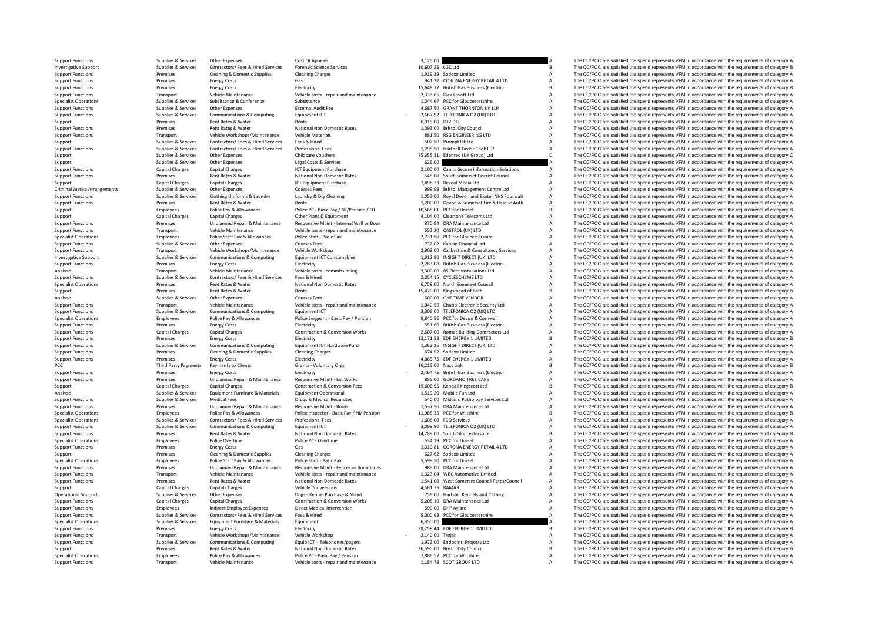| | | | | | | | |
|---|---|---|---|---|---|---|---|
| Support Functions | Supplies & Services | Other Expenses | Cost Of Appeals | 3,125.00 | | A | The CC/PCC are satisfied the spend represents VFM in accordance with the requirements of category A |
| Investigative Support | Supplies & Services | Contractors/ Fees & Hired Services | Forensic Science Services | 10,607.25 | LGC Ltd | B | The CC/PCC are satisfied the spend represents VFM in accordance with the requirements of category B |
| Support Functions | Premises | Cleaning & Domestic Supplies | Cleaning Charges | 1,919.39 | Sodexo Limited | A | The CC/PCC are satisfied the spend represents VFM in accordance with the requirements of category A |
| Support Functions | Premises | Energy Costs | Gas | 941.22 | CORONA ENERGY RETAIL 4 LTD | A | The CC/PCC are satisfied the spend represents VFM in accordance with the requirements of category A |
| Support Functions | Premises | Energy Costs | Electricity | 15,648.77 | British Gas Business (Electric) | B | The CC/PCC are satisfied the spend represents VFM in accordance with the requirements of category B |
| Support Functions | Transport | Vehicle Maintenance | Vehicle costs - repair and maintenance | 2,333.65 | Dick Lovett Ltd | A | The CC/PCC are satisfied the spend represents VFM in accordance with the requirements of category A |
| Specialist Operations | Supplies & Services | Subsistence & Conference | Subsistence | 1,044.67 | PCC for Gloucestershire | A | The CC/PCC are satisfied the spend represents VFM in accordance with the requirements of category A |
| Support Functions | Supplies & Services | Other Expenses | External Audit Fee | 4,687.50 | GRANT THORNTON UK LLP | A | The CC/PCC are satisfied the spend represents VFM in accordance with the requirements of category A |
| Support Functions | Supplies & Services | Communications & Computing | Equipment ICT | - 2,667.92 | TELEFONICA O2 (UK) LTD | A | The CC/PCC are satisfied the spend represents VFM in accordance with the requirements of category A |
| Support | Premises | Rent Rates & Water | Rents | 6,915.00 | DTZ DTL | A | The CC/PCC are satisfied the spend represents VFM in accordance with the requirements of category A |
| Support Functions | Premises | Rent Rates & Water | National Non Domestic Rates | 1,093.00 | Bristol City Council | A | The CC/PCC are satisfied the spend represents VFM in accordance with the requirements of category A |
| Support Functions | Transport | Vehicle Workshops/Maintenance | Vehicle Materials | 881.50 | RSG ENGINEERING LTD | A | The CC/PCC are satisfied the spend represents VFM in accordance with the requirements of category A |
| Support | Supplies & Services | Contractors/ Fees & Hired Services | Fees & Hired | 502.50 | Prompt Uk Ltd | A | The CC/PCC are satisfied the spend represents VFM in accordance with the requirements of category A |
| Support Functions | Supplies & Services | Contractors/ Fees & Hired Services | Professional Fees | 1,295.50 | Hartnell Taylor Cook LLP | A | The CC/PCC are satisfied the spend represents VFM in accordance with the requirements of category A |
| Support | Supplies & Services | Other Expenses | Childcare Vouchers | 75,355.31 | Edenred (UK Group) Ltd | C | The CC/PCC are satisfied the spend represents VFM in accordance with the requirements of category C |
| Support | Supplies & Services | Other Expenses | Legal Costs & Services | 625.00 | | A | The CC/PCC are satisfied the spend represents VFM in accordance with the requirements of category A |
| Support Functions | Capital Charges | Capital Charges | ICT Equipment Purchase | 2,100.00 | Capita Secure Information Solutions | A | The CC/PCC are satisfied the spend represents VFM in accordance with the requirements of category A |
| Support Functions | Premises | Rent Rates & Water | National Non Domestic Rates | 545.00 | South Somerset District Council | A | The CC/PCC are satisfied the spend represents VFM in accordance with the requirements of category A |
| Support | Capital Charges | Capital Charges | ICT Equipment Purchase | 7,498.73 | Reveal Media Ltd | A | The CC/PCC are satisfied the spend represents VFM in accordance with the requirements of category A |
| Criminal Justice Arrangements | Supplies & Services | Other Expenses | Courses Fees | 999.99 | Bristol Management Centre Ltd | A | The CC/PCC are satisfied the spend represents VFM in accordance with the requirements of category A |
| Support Functions | Supplies & Services | Clothing Uniforms & Laundry | Laundry & Dry Cleaning | 1,053.00 | Royal Devon and Exeter NHS Foundati | A | The CC/PCC are satisfied the spend represents VFM in accordance with the requirements of category A |
| Support Functions | Premises | Rent Rates & Water | Rents | 1,200.00 | Devon & Somerset Fire & Rescue Auth | A | The CC/PCC are satisfied the spend represents VFM in accordance with the requirements of category A |
| Support | Employees | Police Pay & Allowances | Police PC - Basic Pay / Ni /Pension / OT | 10,568.01 | PCC for Dorset | B | The CC/PCC are satisfied the spend represents VFM in accordance with the requirements of category B |
| Support | Capital Charges | Capital Charges | Other Plant & Equipment | 4,104.00 | Cleartone Telecoms Ltd | A | The CC/PCC are satisfied the spend represents VFM in accordance with the requirements of category A |
| Support Functions | Premises | Unplanned Repair & Maintenance | Responsive Maint - Internal Wall or Door | 870.94 | DRA Maintenance Ltd | A | The CC/PCC are satisfied the spend represents VFM in accordance with the requirements of category A |
| Support Functions | Transport | Vehicle Maintenance | Vehicle costs - repair and maintenance | 553.20 | CASTROL (UK) LTD | A | The CC/PCC are satisfied the spend represents VFM in accordance with the requirements of category A |
| Specialist Operations | Employees | Police Staff Pay & Allowances | Police Staff - Basic Pay | 2,731.50 | PCC for Gloucestershire | A | The CC/PCC are satisfied the spend represents VFM in accordance with the requirements of category A |
| Support Functions | Supplies & Services | Other Expenses | Courses Fees | 732.02 | Kaplan Financial Ltd | A | The CC/PCC are satisfied the spend represents VFM in accordance with the requirements of category A |
| Support Functions | Transport | Vehicle Workshops/Maintenance | Vehicle Workshop | 2,903.00 | Calibration & Consultancy Services | A | The CC/PCC are satisfied the spend represents VFM in accordance with the requirements of category A |
| Investigative Support | Supplies & Services | Communications & Computing | Equipment ICT Consumables | 1,912.80 | INSIGHT DIRECT (UK) LTD | A | The CC/PCC are satisfied the spend represents VFM in accordance with the requirements of category A |
| Support Functions | Premises | Energy Costs | Electricity | - 2,283.08 | British Gas Business (Electric) | A | The CC/PCC are satisfied the spend represents VFM in accordance with the requirements of category A |
| Analyse | Transport | Vehicle Maintenance | Vehicle costs - commissioning | 3,300.00 | RS Fleet Installations Ltd | A | The CC/PCC are satisfied the spend represents VFM in accordance with the requirements of category A |
| Support Functions | Supplies & Services | Contractors/ Fees & Hired Services | Fees & Hired | 2,054.15 | CYCLESCHEME LTD | A | The CC/PCC are satisfied the spend represents VFM in accordance with the requirements of category A |
| Specialist Operations | Premises | Rent Rates & Water | National Non Domestic Rates | 6,759.00 | North Somerset Council | A | The CC/PCC are satisfied the spend represents VFM in accordance with the requirements of category A |
| Support | Premises | Rent Rates & Water | Rents | 15,470.00 | Kingsmead of Bath | B | The CC/PCC are satisfied the spend represents VFM in accordance with the requirements of category B |
| Analyse | Supplies & Services | Other Expenses | Courses Fees | 600.00 | ONE TIME VENDOR | A | The CC/PCC are satisfied the spend represents VFM in accordance with the requirements of category A |
| Support Functions | Transport | Vehicle Maintenance | Vehicle costs - repair and maintenance | 1,040.56 | Chubb Electronic Security Ltd | A | The CC/PCC are satisfied the spend represents VFM in accordance with the requirements of category A |
| Support Functions | Supplies & Services | Communications & Computing | Equipment ICT | 3,306.00 | TELEFONICA O2 (UK) LTD | A | The CC/PCC are satisfied the spend represents VFM in accordance with the requirements of category A |
| Specialist Operations | Employees | Police Pay & Allowances | Police Sergeant - Basic Pay / Pension | 8,840.56 | PCC for Devon & Cornwall | A | The CC/PCC are satisfied the spend represents VFM in accordance with the requirements of category A |
| Support Functions | Premises | Energy Costs | Electricity | - 551.66 | British Gas Business (Electric) | A | The CC/PCC are satisfied the spend represents VFM in accordance with the requirements of category A |
| Support Functions | Capital Charges | Capital Charges | Construction & Conversion Works | 2,607.00 | Romac Building Contractors Ltd | A | The CC/PCC are satisfied the spend represents VFM in accordance with the requirements of category A |
| Support Functions | Premises | Energy Costs | Electricity | 13,171.53 | EDF ENERGY 1 LIMITED | B | The CC/PCC are satisfied the spend represents VFM in accordance with the requirements of category B |
| Support Functions | Supplies & Services | Communications & Computing | Equipment ICT Hardware Purch | 1,362.26 | INSIGHT DIRECT (UK) LTD | A | The CC/PCC are satisfied the spend represents VFM in accordance with the requirements of category A |
| Support Functions | Premises | Cleaning & Domestic Supplies | Cleaning Charges | 674.52 | Sodexo Limited | A | The CC/PCC are satisfied the spend represents VFM in accordance with the requirements of category A |
| Support Functions | Premises | Energy Costs | Electricity | 4,065.75 | EDF ENERGY 1 LIMITED | A | The CC/PCC are satisfied the spend represents VFM in accordance with the requirements of category A |
| PCC | Third Party Payments | Payments to Clients | Grants - Voluntary Orgs | 16,215.00 | Next Link | B | The CC/PCC are satisfied the spend represents VFM in accordance with the requirements of category B |
| Support Functions | Premises | Energy Costs | Electricity | - 2,464.75 | British Gas Business (Electric) | A | The CC/PCC are satisfied the spend represents VFM in accordance with the requirements of category A |
| Support Functions | Premises | Unplanned Repair & Maintenance | Responsive Maint - Ext Works | 885.00 | GORDANO TREE CARE | A | The CC/PCC are satisfied the spend represents VFM in accordance with the requirements of category A |
| Support | Capital Charges | Capital Charges | Construction & Conversion Fees | 19,606.95 | Kendall Kingscott Ltd | B | The CC/PCC are satisfied the spend represents VFM in accordance with the requirements of category B |
| Analyse | Supplies & Services | Equipment Furniture & Materials | Equipment Operational | 1,519.20 | Mobile Fun Ltd | A | The CC/PCC are satisfied the spend represents VFM in accordance with the requirements of category A |
| Support Functions | Supplies & Services | Medical Fees | Drugs & Medical Requisites | 540.00 | Midland Pathology Services Ltd | A | The CC/PCC are satisfied the spend represents VFM in accordance with the requirements of category A |
| Support Functions | Premises | Unplanned Repair & Maintenance | Responsive Maint - Roofs | 1,537.56 | DRA Maintenance Ltd | A | The CC/PCC are satisfied the spend represents VFM in accordance with the requirements of category A |
| Specialist Operations | Employees | Police Pay & Allowances | Police Inspector - Basic Pay / NI/ Pension | 11,985.35 | PCC for Wiltshire | B | The CC/PCC are satisfied the spend represents VFM in accordance with the requirements of category B |
| Specialist Operations | Supplies & Services | Contractors/ Fees & Hired Services | Professional Fees | 1,606.00 | FCO Services | A | The CC/PCC are satisfied the spend represents VFM in accordance with the requirements of category A |
| Support Functions | Supplies & Services | Communications & Computing | Equipment ICT | - 3,099.90 | TELEFONICA O2 (UK) LTD | A | The CC/PCC are satisfied the spend represents VFM in accordance with the requirements of category A |
| Support Functions | Premises | Rent Rates & Water | National Non Domestic Rates | 14,289.00 | South Gloucestershire | B | The CC/PCC are satisfied the spend represents VFM in accordance with the requirements of category B |
| Specialist Operations | Employees | Police Overtime | Police PC - Overtime | 534.19 | PCC for Dorset | A | The CC/PCC are satisfied the spend represents VFM in accordance with the requirements of category A |
| Support Functions | Premises | Energy Costs | Gas | 1,319.81 | CORONA ENERGY RETAIL 4 LTD | A | The CC/PCC are satisfied the spend represents VFM in accordance with the requirements of category A |
| Support | Premises | Cleaning & Domestic Supplies | Cleaning Charges | 627.62 | Sodexo Limited | A | The CC/PCC are satisfied the spend represents VFM in accordance with the requirements of category A |
| Specialist Operations | Employees | Police Staff Pay & Allowances | Police Staff - Basic Pay | 5,599.50 | PCC for Dorset | A | The CC/PCC are satisfied the spend represents VFM in accordance with the requirements of category A |
| Support Functions | Premises | Unplanned Repair & Maintenance | Responsive Maint - Fences or Boundaries | 989.00 | DRA Maintenance Ltd | A | The CC/PCC are satisfied the spend represents VFM in accordance with the requirements of category A |
| Support Functions | Transport | Vehicle Maintenance | Vehicle costs - repair and maintenance | 1,323.04 | WBC Automotive Limited | A | The CC/PCC are satisfied the spend represents VFM in accordance with the requirements of category A |
| Support Functions | Premises | Rent Rates & Water | National Non Domestic Rates | 1,541.00 | West Somerset Council Rates/Council | A | The CC/PCC are satisfied the spend represents VFM in accordance with the requirements of category A |
| Support | Capital Charges | Capital Charges | Vehicle Conversions | 4,581.75 | RAMAR | A | The CC/PCC are satisfied the spend represents VFM in accordance with the requirements of category A |
| Operational Support | Supplies & Services | Other Expenses | Dogs - Kennel Purchase & Maint | 756.00 | Hartshill Kennels and Cattery | A | The CC/PCC are satisfied the spend represents VFM in accordance with the requirements of category A |
| Support Functions | Capital Charges | Capital Charges | Construction & Conversion Works | 5,208.10 | DRA Maintenance Ltd | A | The CC/PCC are satisfied the spend represents VFM in accordance with the requirements of category A |
| Support Functions | Employees | Indirect Employee Expenses | Direct Medical Intervention | 590.00 | Dr P Aylard | A | The CC/PCC are satisfied the spend represents VFM in accordance with the requirements of category A |
| Support Functions | Supplies & Services | Contractors/ Fees & Hired Services | Fees & Hired | 5,000.63 | PCC for Gloucestershire | A | The CC/PCC are satisfied the spend represents VFM in accordance with the requirements of category A |
| Specialist Operations | Supplies & Services | Equipment Furniture & Materials | Equipment | 6,350.00 | | A | The CC/PCC are satisfied the spend represents VFM in accordance with the requirements of category A |
| Support Functions | Premises | Energy Costs | Electricity | 38,258.44 | EDF ENERGY 1 LIMITED | B | The CC/PCC are satisfied the spend represents VFM in accordance with the requirements of category B |
| Support Functions | Transport | Vehicle Workshops/Maintenance | Vehicle Workshop | - 2,140.00 | Trojan | A | The CC/PCC are satisfied the spend represents VFM in accordance with the requirements of category A |
| Support Functions | Supplies & Services | Communications & Computing | Equip ICT - Telephones/pagers | 1,972.00 | Endpoint. Projects Ltd | A | The CC/PCC are satisfied the spend represents VFM in accordance with the requirements of category A |
| Support | Premises | Rent Rates & Water | National Non Domestic Rates | 26,590.00 | Bristol City Council | B | The CC/PCC are satisfied the spend represents VFM in accordance with the requirements of category B |
| Specialist Operations | Employees | Police Pay & Allowances | Police PC - Basic Pay / Pension | 7,886.57 | PCC for Wiltshire | A | The CC/PCC are satisfied the spend represents VFM in accordance with the requirements of category A |
| Support Functions | Transport | Vehicle Maintenance | Vehicle costs - repair and maintenance | 1,184.73 | SCOT GROUP LTD | A | The CC/PCC are satisfied the spend represents VFM in accordance with the requirements of category A |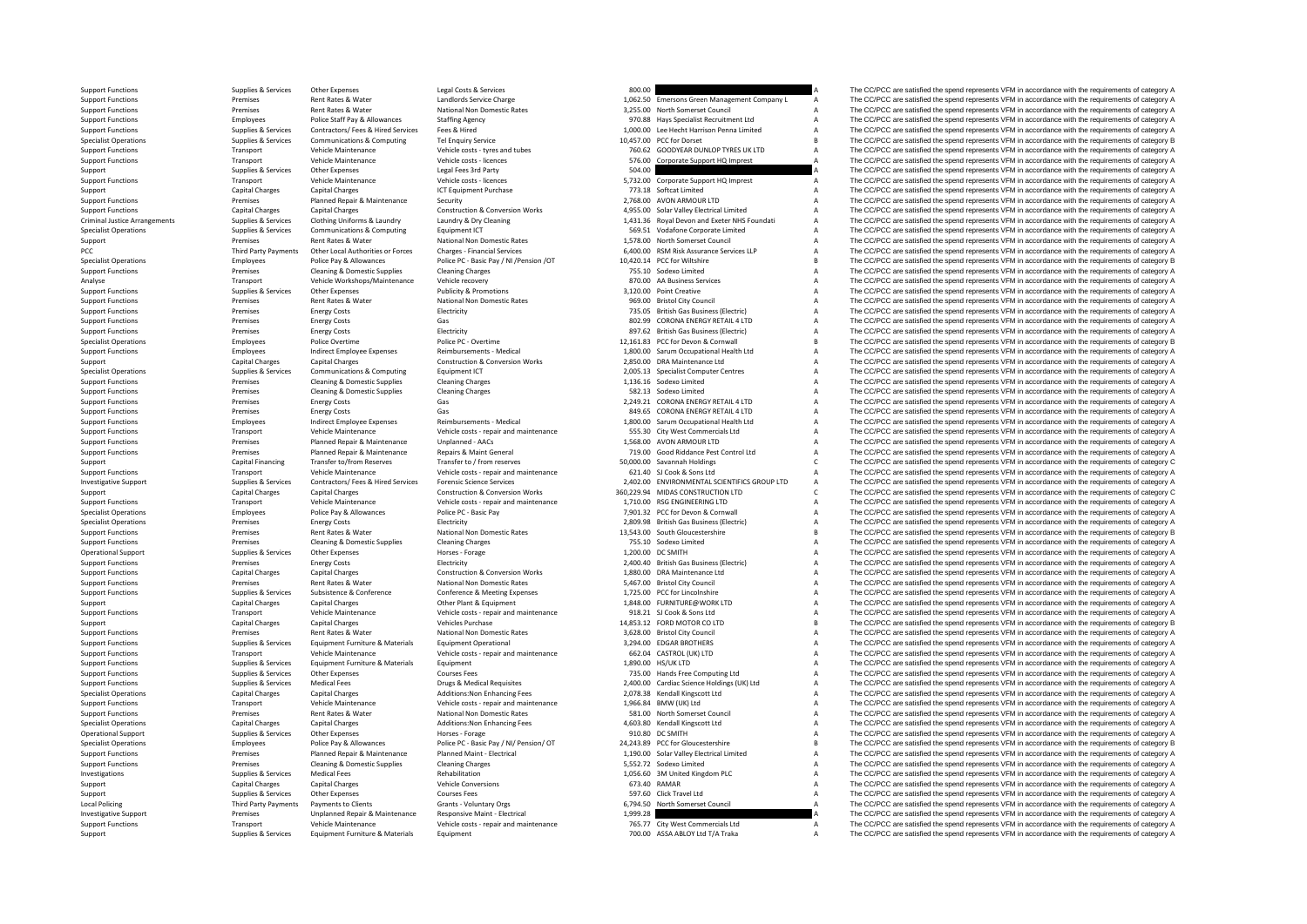| | | | | | | | |
|---|---|---|---|---|---|---|---|
| Support Functions | Supplies & Services | Other Expenses | Legal Costs & Services | 800.00 | | A | The CC/PCC are satisfied the spend represents VFM in accordance with the requirements of category A |
| Support Functions | Premises | Rent Rates & Water | Landlords Service Charge | 1,062.50 | Emersons Green Management Company L | A | The CC/PCC are satisfied the spend represents VFM in accordance with the requirements of category A |
| Support Functions | Premises | Rent Rates & Water | National Non Domestic Rates | 3,255.00 | North Somerset Council | A | The CC/PCC are satisfied the spend represents VFM in accordance with the requirements of category A |
| Support Functions | Employees | Police Staff Pay & Allowances | Staffing Agency | 970.88 | Hays Specialist Recruitment Ltd | A | The CC/PCC are satisfied the spend represents VFM in accordance with the requirements of category A |
| Support Functions | Supplies & Services | Contractors/ Fees & Hired Services | Fees & Hired | 1,000.00 | Lee Hecht Harrison Penna Limited | A | The CC/PCC are satisfied the spend represents VFM in accordance with the requirements of category A |
| Specialist Operations | Supplies & Services | Communications & Computing | Tel Enquiry Service | 10,457.00 | PCC for Dorset | B | The CC/PCC are satisfied the spend represents VFM in accordance with the requirements of category B |
| Support Functions | Transport | Vehicle Maintenance | Vehicle costs - tyres and tubes | 760.62 | GOODYEAR DUNLOP TYRES UK LTD | A | The CC/PCC are satisfied the spend represents VFM in accordance with the requirements of category A |
| Support Functions | Transport | Vehicle Maintenance | Vehicle costs - licences | 576.00 | Corporate Support HQ Imprest | A | The CC/PCC are satisfied the spend represents VFM in accordance with the requirements of category A |
| Support | Supplies & Services | Other Expenses | Legal Fees 3rd Party | 504.00 | | A | The CC/PCC are satisfied the spend represents VFM in accordance with the requirements of category A |
| Support Functions | Transport | Vehicle Maintenance | Vehicle costs - licences | 5,732.00 | Corporate Support HQ Imprest | A | The CC/PCC are satisfied the spend represents VFM in accordance with the requirements of category A |
| Support | Capital Charges | Capital Charges | ICT Equipment Purchase | 773.18 | Softcat Limited | A | The CC/PCC are satisfied the spend represents VFM in accordance with the requirements of category A |
| Support Functions | Premises | Planned Repair & Maintenance | Security | 2,768.00 | AVON ARMOUR LTD | A | The CC/PCC are satisfied the spend represents VFM in accordance with the requirements of category A |
| Support Functions | Capital Charges | Capital Charges | Construction & Conversion Works | 4,955.00 | Solar Valley Electrical Limited | A | The CC/PCC are satisfied the spend represents VFM in accordance with the requirements of category A |
| Criminal Justice Arrangements | Supplies & Services | Clothing Uniforms & Laundry | Laundry & Dry Cleaning | 1,431.36 | Royal Devon and Exeter NHS Foundati | A | The CC/PCC are satisfied the spend represents VFM in accordance with the requirements of category A |
| Specialist Operations | Supplies & Services | Communications & Computing | Equipment ICT | 569.51 | Vodafone Corporate Limited | A | The CC/PCC are satisfied the spend represents VFM in accordance with the requirements of category A |
| Support | Premises | Rent Rates & Water | National Non Domestic Rates | 1,578.00 | North Somerset Council | A | The CC/PCC are satisfied the spend represents VFM in accordance with the requirements of category A |
| PCC | Third Party Payments | Other Local Authorities or Forces | Charges - Financial Services | 6,400.00 | RSM Risk Assurance Services LLP | A | The CC/PCC are satisfied the spend represents VFM in accordance with the requirements of category A |
| Specialist Operations | Employees | Police Pay & Allowances | Police PC - Basic Pay / NI /Pension /OT | 10,420.14 | PCC for Wiltshire | B | The CC/PCC are satisfied the spend represents VFM in accordance with the requirements of category B |
| Support Functions | Premises | Cleaning & Domestic Supplies | Cleaning Charges | 755.10 | Sodexo Limited | A | The CC/PCC are satisfied the spend represents VFM in accordance with the requirements of category A |
| Analyse | Transport | Vehicle Workshops/Maintenance | Vehicle recovery | 870.00 | AA Business Services | A | The CC/PCC are satisfied the spend represents VFM in accordance with the requirements of category A |
| Support Functions | Supplies & Services | Other Expenses | Publicity & Promotions | 3,120.00 | Point Creative | A | The CC/PCC are satisfied the spend represents VFM in accordance with the requirements of category A |
| Support Functions | Premises | Rent Rates & Water | National Non Domestic Rates | 969.00 | Bristol City Council | A | The CC/PCC are satisfied the spend represents VFM in accordance with the requirements of category A |
| Support Functions | Premises | Energy Costs | Electricity | 735.05 | British Gas Business (Electric) | A | The CC/PCC are satisfied the spend represents VFM in accordance with the requirements of category A |
| Support Functions | Premises | Energy Costs | Gas | 802.99 | CORONA ENERGY RETAIL 4 LTD | A | The CC/PCC are satisfied the spend represents VFM in accordance with the requirements of category A |
| Support Functions | Premises | Energy Costs | Electricity | 897.62 | British Gas Business (Electric) | A | The CC/PCC are satisfied the spend represents VFM in accordance with the requirements of category A |
| Specialist Operations | Employees | Police Overtime | Police PC - Overtime | 12,161.83 | PCC for Devon & Cornwall | B | The CC/PCC are satisfied the spend represents VFM in accordance with the requirements of category B |
| Support Functions | Employees | Indirect Employee Expenses | Reimbursements - Medical | 1,800.00 | Sarum Occupational Health Ltd | A | The CC/PCC are satisfied the spend represents VFM in accordance with the requirements of category A |
| Support | Capital Charges | Capital Charges | Construction & Conversion Works | 2,850.00 | DRA Maintenance Ltd | A | The CC/PCC are satisfied the spend represents VFM in accordance with the requirements of category A |
| Specialist Operations | Supplies & Services | Communications & Computing | Equipment ICT | 2,005.13 | Specialist Computer Centres | A | The CC/PCC are satisfied the spend represents VFM in accordance with the requirements of category A |
| Support Functions | Premises | Cleaning & Domestic Supplies | Cleaning Charges | 1,136.16 | Sodexo Limited | A | The CC/PCC are satisfied the spend represents VFM in accordance with the requirements of category A |
| Support Functions | Premises | Cleaning & Domestic Supplies | Cleaning Charges | 582.13 | Sodexo Limited | A | The CC/PCC are satisfied the spend represents VFM in accordance with the requirements of category A |
| Support Functions | Premises | Energy Costs | Gas | 2,249.21 | CORONA ENERGY RETAIL 4 LTD | A | The CC/PCC are satisfied the spend represents VFM in accordance with the requirements of category A |
| Support Functions | Premises | Energy Costs | Gas | 849.65 | CORONA ENERGY RETAIL 4 LTD | A | The CC/PCC are satisfied the spend represents VFM in accordance with the requirements of category A |
| Support Functions | Employees | Indirect Employee Expenses | Reimbursements - Medical | 1,800.00 | Sarum Occupational Health Ltd | A | The CC/PCC are satisfied the spend represents VFM in accordance with the requirements of category A |
| Support Functions | Transport | Vehicle Maintenance | Vehicle costs - repair and maintenance | 555.30 | City West Commercials Ltd | A | The CC/PCC are satisfied the spend represents VFM in accordance with the requirements of category A |
| Support Functions | Premises | Planned Repair & Maintenance | Unplanned - AACs | 1,568.00 | AVON ARMOUR LTD | A | The CC/PCC are satisfied the spend represents VFM in accordance with the requirements of category A |
| Support Functions | Premises | Planned Repair & Maintenance | Repairs & Maint General | 719.00 | Good Riddance Pest Control Ltd | A | The CC/PCC are satisfied the spend represents VFM in accordance with the requirements of category A |
| Support | Capital Financing | Transfer to/from Reserves | Transfer to / from reserves | 50,000.00 | Savannah Holdings | C | The CC/PCC are satisfied the spend represents VFM in accordance with the requirements of category C |
| Support Functions | Transport | Vehicle Maintenance | Vehicle costs - repair and maintenance | 621.40 | SJ Cook & Sons Ltd | A | The CC/PCC are satisfied the spend represents VFM in accordance with the requirements of category A |
| Investigative Support | Supplies & Services | Contractors/ Fees & Hired Services | Forensic Science Services | 2,402.00 | ENVIRONMENTAL SCIENTIFICS GROUP LTD | A | The CC/PCC are satisfied the spend represents VFM in accordance with the requirements of category A |
| Support | Capital Charges | Capital Charges | Construction & Conversion Works | 360,229.94 | MIDAS CONSTRUCTION LTD | C | The CC/PCC are satisfied the spend represents VFM in accordance with the requirements of category C |
| Support Functions | Transport | Vehicle Maintenance | Vehicle costs - repair and maintenance | 1,710.00 | RSG ENGINEERING LTD | A | The CC/PCC are satisfied the spend represents VFM in accordance with the requirements of category A |
| Specialist Operations | Employees | Police Pay & Allowances | Police PC - Basic Pay | 7,901.32 | PCC for Devon & Cornwall | A | The CC/PCC are satisfied the spend represents VFM in accordance with the requirements of category A |
| Specialist Operations | Premises | Energy Costs | Electricity | 2,809.98 | British Gas Business (Electric) | A | The CC/PCC are satisfied the spend represents VFM in accordance with the requirements of category A |
| Support Functions | Premises | Rent Rates & Water | National Non Domestic Rates | 13,543.00 | South Gloucestershire | B | The CC/PCC are satisfied the spend represents VFM in accordance with the requirements of category B |
| Support Functions | Premises | Cleaning & Domestic Supplies | Cleaning Charges | 755.10 | Sodexo Limited | A | The CC/PCC are satisfied the spend represents VFM in accordance with the requirements of category A |
| Operational Support | Supplies & Services | Other Expenses | Horses - Forage | 1,200.00 | DC SMITH | A | The CC/PCC are satisfied the spend represents VFM in accordance with the requirements of category A |
| Support Functions | Premises | Energy Costs | Electricity | 2,400.40 | British Gas Business (Electric) | A | The CC/PCC are satisfied the spend represents VFM in accordance with the requirements of category A |
| Support Functions | Capital Charges | Capital Charges | Construction & Conversion Works | 1,880.00 | DRA Maintenance Ltd | A | The CC/PCC are satisfied the spend represents VFM in accordance with the requirements of category A |
| Support Functions | Premises | Rent Rates & Water | National Non Domestic Rates | 5,467.00 | Bristol City Council | A | The CC/PCC are satisfied the spend represents VFM in accordance with the requirements of category A |
| Support Functions | Supplies & Services | Subsistence & Conference | Conference & Meeting Expenses | 1,725.00 | PCC for Lincolnshire | A | The CC/PCC are satisfied the spend represents VFM in accordance with the requirements of category A |
| Support | Capital Charges | Capital Charges | Other Plant & Equipment | 1,848.00 | FURNITURE@WORK LTD | A | The CC/PCC are satisfied the spend represents VFM in accordance with the requirements of category A |
| Support Functions | Transport | Vehicle Maintenance | Vehicle costs - repair and maintenance | 918.21 | SJ Cook & Sons Ltd | A | The CC/PCC are satisfied the spend represents VFM in accordance with the requirements of category A |
| Support | Capital Charges | Capital Charges | Vehicles Purchase | 14,853.12 | FORD MOTOR CO LTD | B | The CC/PCC are satisfied the spend represents VFM in accordance with the requirements of category B |
| Support Functions | Premises | Rent Rates & Water | National Non Domestic Rates | 3,628.00 | Bristol City Council | A | The CC/PCC are satisfied the spend represents VFM in accordance with the requirements of category A |
| Support Functions | Supplies & Services | Equipment Furniture & Materials | Equipment Operational | 3,294.00 | EDGAR BROTHERS | A | The CC/PCC are satisfied the spend represents VFM in accordance with the requirements of category A |
| Support Functions | Transport | Vehicle Maintenance | Vehicle costs - repair and maintenance | 662.04 | CASTROL (UK) LTD | A | The CC/PCC are satisfied the spend represents VFM in accordance with the requirements of category A |
| Support Functions | Supplies & Services | Equipment Furniture & Materials | Equipment | 1,890.00 | HS/UK LTD | A | The CC/PCC are satisfied the spend represents VFM in accordance with the requirements of category A |
| Support Functions | Supplies & Services | Other Expenses | Courses Fees | 735.00 | Hands Free Computing Ltd | A | The CC/PCC are satisfied the spend represents VFM in accordance with the requirements of category A |
| Support Functions | Supplies & Services | Medical Fees | Drugs & Medical Requisites | 2,400.00 | Cardiac Science Holdings (UK) Ltd | A | The CC/PCC are satisfied the spend represents VFM in accordance with the requirements of category A |
| Specialist Operations | Capital Charges | Capital Charges | Additions:Non Enhancing Fees | 2,078.38 | Kendall Kingscott Ltd | A | The CC/PCC are satisfied the spend represents VFM in accordance with the requirements of category A |
| Support Functions | Transport | Vehicle Maintenance | Vehicle costs - repair and maintenance | 1,966.84 | BMW (UK) Ltd | A | The CC/PCC are satisfied the spend represents VFM in accordance with the requirements of category A |
| Support Functions | Premises | Rent Rates & Water | National Non Domestic Rates | 581.00 | North Somerset Council | A | The CC/PCC are satisfied the spend represents VFM in accordance with the requirements of category A |
| Specialist Operations | Capital Charges | Capital Charges | Additions:Non Enhancing Fees | 4,603.80 | Kendall Kingscott Ltd | A | The CC/PCC are satisfied the spend represents VFM in accordance with the requirements of category A |
| Operational Support | Supplies & Services | Other Expenses | Horses - Forage | 910.80 | DC SMITH | A | The CC/PCC are satisfied the spend represents VFM in accordance with the requirements of category A |
| Specialist Operations | Employees | Police Pay & Allowances | Police PC - Basic Pay / NI/ Pension/ OT | 24,243.89 | PCC for Gloucestershire | B | The CC/PCC are satisfied the spend represents VFM in accordance with the requirements of category B |
| Support Functions | Premises | Planned Repair & Maintenance | Planned Maint - Electrical | 1,190.00 | Solar Valley Electrical Limited | A | The CC/PCC are satisfied the spend represents VFM in accordance with the requirements of category A |
| Support Functions | Premises | Cleaning & Domestic Supplies | Cleaning Charges | 5,552.72 | Sodexo Limited | A | The CC/PCC are satisfied the spend represents VFM in accordance with the requirements of category A |
| Investigations | Supplies & Services | Medical Fees | Rehabilitation | 1,056.60 | 3M United Kingdom PLC | A | The CC/PCC are satisfied the spend represents VFM in accordance with the requirements of category A |
| Support | Capital Charges | Capital Charges | Vehicle Conversions | 673.40 | RAMAR | A | The CC/PCC are satisfied the spend represents VFM in accordance with the requirements of category A |
| Support | Supplies & Services | Other Expenses | Courses Fees | 597.60 | Click Travel Ltd | A | The CC/PCC are satisfied the spend represents VFM in accordance with the requirements of category A |
| Local Policing | Third Party Payments | Payments to Clients | Grants - Voluntary Orgs | 6,794.50 | North Somerset Council | A | The CC/PCC are satisfied the spend represents VFM in accordance with the requirements of category A |
| Investigative Support | Premises | Unplanned Repair & Maintenance | Responsive Maint - Electrical | 1,999.28 | | A | The CC/PCC are satisfied the spend represents VFM in accordance with the requirements of category A |
| Support Functions | Transport | Vehicle Maintenance | Vehicle costs - repair and maintenance | 765.77 | City West Commercials Ltd | A | The CC/PCC are satisfied the spend represents VFM in accordance with the requirements of category A |
| Support | Supplies & Services | Equipment Furniture & Materials | Equipment | 700.00 | ASSA ABLOY Ltd T/A Traka | A | The CC/PCC are satisfied the spend represents VFM in accordance with the requirements of category A |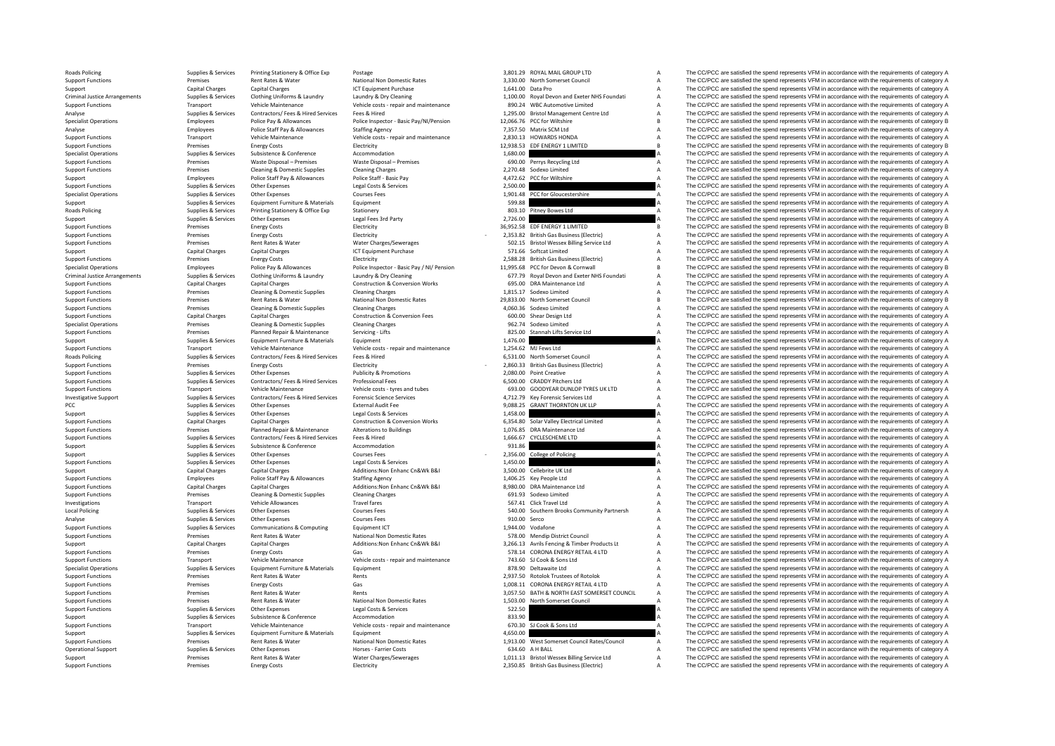| | | | | | | | |
|---|---|---|---|---|---|---|---|
| Roads Policing | Supplies & Services | Printing Stationery & Office Exp | Postage | 3,801.29 | ROYAL MAIL GROUP LTD | A | The CC/PCC are satisfied the spend represents VFM in accordance with the requirements of category A |
| Support Functions | Premises | Rent Rates & Water | National Non Domestic Rates | 3,330.00 | North Somerset Council | A | The CC/PCC are satisfied the spend represents VFM in accordance with the requirements of category A |
| Support | Capital Charges | Capital Charges | ICT Equipment Purchase | 1,641.00 | Data Pro | A | The CC/PCC are satisfied the spend represents VFM in accordance with the requirements of category A |
| Criminal Justice Arrangements | Supplies & Services | Clothing Uniforms & Laundry | Laundry & Dry Cleaning | 1,100.00 | Royal Devon and Exeter NHS Foundati | A | The CC/PCC are satisfied the spend represents VFM in accordance with the requirements of category A |
| Support Functions | Transport | Vehicle Maintenance | Vehicle costs - repair and maintenance | 890.24 | WBC Automotive Limited | A | The CC/PCC are satisfied the spend represents VFM in accordance with the requirements of category A |
| Analyse | Supplies & Services | Contractors/ Fees & Hired Services | Fees & Hired | 1,295.00 | Bristol Management Centre Ltd | A | The CC/PCC are satisfied the spend represents VFM in accordance with the requirements of category A |
| Specialist Operations | Employees | Police Pay & Allowances | Police Inspector - Basic Pay/NI/Pension | 12,066.76 | PCC for Wiltshire | B | The CC/PCC are satisfied the spend represents VFM in accordance with the requirements of category B |
| Analyse | Employees | Police Staff Pay & Allowances | Staffing Agency | 7,357.50 | Matrix SCM Ltd | A | The CC/PCC are satisfied the spend represents VFM in accordance with the requirements of category A |
| Support Functions | Transport | Vehicle Maintenance | Vehicle costs - repair and maintenance | 2,830.13 | HOWARDS HONDA | A | The CC/PCC are satisfied the spend represents VFM in accordance with the requirements of category A |
| Support Functions | Premises | Energy Costs | Electricity | 12,938.53 | EDF ENERGY 1 LIMITED | B | The CC/PCC are satisfied the spend represents VFM in accordance with the requirements of category B |
| Specialist Operations | Supplies & Services | Subsistence & Conference | Accommodation | 1,680.00 | | A | The CC/PCC are satisfied the spend represents VFM in accordance with the requirements of category A |
| Support Functions | Premises | Waste Disposal – Premises | Waste Disposal – Premises | 690.00 | Perrys Recycling Ltd | A | The CC/PCC are satisfied the spend represents VFM in accordance with the requirements of category A |
| Support Functions | Premises | Cleaning & Domestic Supplies | Cleaning Charges | 2,270.48 | Sodexo Limited | A | The CC/PCC are satisfied the spend represents VFM in accordance with the requirements of category A |
| Support | Employees | Police Staff Pay & Allowances | Police Staff - Basic Pay | 4,472.62 | PCC for Wiltshire | A | The CC/PCC are satisfied the spend represents VFM in accordance with the requirements of category A |
| Support Functions | Supplies & Services | Other Expenses | Legal Costs & Services | 2,500.00 | | A | The CC/PCC are satisfied the spend represents VFM in accordance with the requirements of category A |
| Specialist Operations | Supplies & Services | Other Expenses | Courses Fees | 1,901.48 | PCC for Gloucestershire | A | The CC/PCC are satisfied the spend represents VFM in accordance with the requirements of category A |
| Support | Supplies & Services | Equipment Furniture & Materials | Equipment | 599.88 | | A | The CC/PCC are satisfied the spend represents VFM in accordance with the requirements of category A |
| Roads Policing | Supplies & Services | Printing Stationery & Office Exp | Stationery | 803.10 | Pitney Bowes Ltd | A | The CC/PCC are satisfied the spend represents VFM in accordance with the requirements of category A |
| Support | Supplies & Services | Other Expenses | Legal Fees 3rd Party | 2,726.00 | | A | The CC/PCC are satisfied the spend represents VFM in accordance with the requirements of category A |
| Support Functions | Premises | Energy Costs | Electricity | 36,952.58 | EDF ENERGY 1 LIMITED | B | The CC/PCC are satisfied the spend represents VFM in accordance with the requirements of category B |
| Support Functions | Premises | Energy Costs | Electricity | -2,353.82 | British Gas Business (Electric) | A | The CC/PCC are satisfied the spend represents VFM in accordance with the requirements of category A |
| Support Functions | Premises | Rent Rates & Water | Water Charges/Sewerages | 502.15 | Bristol Wessex Billing Service Ltd | A | The CC/PCC are satisfied the spend represents VFM in accordance with the requirements of category A |
| Support | Capital Charges | Capital Charges | ICT Equipment Purchase | 571.66 | Softcat Limited | A | The CC/PCC are satisfied the spend represents VFM in accordance with the requirements of category A |
| Support Functions | Premises | Energy Costs | Electricity | 2,588.28 | British Gas Business (Electric) | A | The CC/PCC are satisfied the spend represents VFM in accordance with the requirements of category A |
| Specialist Operations | Employees | Police Pay & Allowances | Police Inspector - Basic Pay / NI/ Pension | 11,995.68 | PCC for Devon & Cornwall | B | The CC/PCC are satisfied the spend represents VFM in accordance with the requirements of category B |
| Criminal Justice Arrangements | Supplies & Services | Clothing Uniforms & Laundry | Laundry & Dry Cleaning | 677.79 | Royal Devon and Exeter NHS Foundati | A | The CC/PCC are satisfied the spend represents VFM in accordance with the requirements of category A |
| Support Functions | Capital Charges | Capital Charges | Construction & Conversion Works | 695.00 | DRA Maintenance Ltd | A | The CC/PCC are satisfied the spend represents VFM in accordance with the requirements of category A |
| Support Functions | Premises | Cleaning & Domestic Supplies | Cleaning Charges | 1,815.17 | Sodexo Limited | A | The CC/PCC are satisfied the spend represents VFM in accordance with the requirements of category A |
| Support Functions | Premises | Rent Rates & Water | National Non Domestic Rates | 29,833.00 | North Somerset Council | B | The CC/PCC are satisfied the spend represents VFM in accordance with the requirements of category B |
| Support Functions | Premises | Cleaning & Domestic Supplies | Cleaning Charges | 4,060.36 | Sodexo Limited | A | The CC/PCC are satisfied the spend represents VFM in accordance with the requirements of category A |
| Support Functions | Capital Charges | Capital Charges | Construction & Conversion Fees | 600.00 | Shear Design Ltd | A | The CC/PCC are satisfied the spend represents VFM in accordance with the requirements of category A |
| Specialist Operations | Premises | Cleaning & Domestic Supplies | Cleaning Charges | 962.74 | Sodexo Limited | A | The CC/PCC are satisfied the spend represents VFM in accordance with the requirements of category A |
| Support Functions | Premises | Planned Repair & Maintenance | Servicing - Lifts | 825.00 | Stannah Lifts Service Ltd | A | The CC/PCC are satisfied the spend represents VFM in accordance with the requirements of category A |
| Support | Supplies & Services | Equipment Furniture & Materials | Equipment | 1,476.00 | | A | The CC/PCC are satisfied the spend represents VFM in accordance with the requirements of category A |
| Support Functions | Transport | Vehicle Maintenance | Vehicle costs - repair and maintenance | 1,254.62 | MJ Fews Ltd | A | The CC/PCC are satisfied the spend represents VFM in accordance with the requirements of category A |
| Roads Policing | Supplies & Services | Contractors/ Fees & Hired Services | Fees & Hired | 6,531.00 | North Somerset Council | A | The CC/PCC are satisfied the spend represents VFM in accordance with the requirements of category A |
| Support Functions | Premises | Energy Costs | Electricity | -2,860.33 | British Gas Business (Electric) | A | The CC/PCC are satisfied the spend represents VFM in accordance with the requirements of category A |
| Support Functions | Supplies & Services | Other Expenses | Publicity & Promotions | 2,080.00 | Point Creative | A | The CC/PCC are satisfied the spend represents VFM in accordance with the requirements of category A |
| Support Functions | Supplies & Services | Contractors/ Fees & Hired Services | Professional Fees | 6,500.00 | CRADDY Pitchers Ltd | A | The CC/PCC are satisfied the spend represents VFM in accordance with the requirements of category A |
| Support Functions | Transport | Vehicle Maintenance | Vehicle costs - tyres and tubes | 693.00 | GOODYEAR DUNLOP TYRES UK LTD | A | The CC/PCC are satisfied the spend represents VFM in accordance with the requirements of category A |
| Investigative Support | Supplies & Services | Contractors/ Fees & Hired Services | Forensic Science Services | 4,712.79 | Key Forensic Services Ltd | A | The CC/PCC are satisfied the spend represents VFM in accordance with the requirements of category A |
| PCC | Supplies & Services | Other Expenses | External Audit Fee | 9,088.25 | GRANT THORNTON UK LLP | A | The CC/PCC are satisfied the spend represents VFM in accordance with the requirements of category A |
| Support | Supplies & Services | Other Expenses | Legal Costs & Services | 1,458.00 | | A | The CC/PCC are satisfied the spend represents VFM in accordance with the requirements of category A |
| Support Functions | Capital Charges | Capital Charges | Construction & Conversion Works | 6,354.80 | Solar Valley Electrical Limited | A | The CC/PCC are satisfied the spend represents VFM in accordance with the requirements of category A |
| Support Functions | Premises | Planned Repair & Maintenance | Alterations to Buildings | 1,076.85 | DRA Maintenance Ltd | A | The CC/PCC are satisfied the spend represents VFM in accordance with the requirements of category A |
| Support Functions | Supplies & Services | Contractors/ Fees & Hired Services | Fees & Hired | 1,666.67 | CYCLESCHEME LTD | A | The CC/PCC are satisfied the spend represents VFM in accordance with the requirements of category A |
| Support | Supplies & Services | Subsistence & Conference | Accommodation | 931.86 | | A | The CC/PCC are satisfied the spend represents VFM in accordance with the requirements of category A |
| Support | Supplies & Services | Other Expenses | Courses Fees | -2,356.00 | College of Policing | A | The CC/PCC are satisfied the spend represents VFM in accordance with the requirements of category A |
| Support Functions | Supplies & Services | Other Expenses | Legal Costs & Services | 1,450.00 | | A | The CC/PCC are satisfied the spend represents VFM in accordance with the requirements of category A |
| Support | Capital Charges | Capital Charges | Additions:Non Enhanc Cn&Wk B&I | 3,500.00 | Cellebrite UK Ltd | A | The CC/PCC are satisfied the spend represents VFM in accordance with the requirements of category A |
| Support Functions | Employees | Police Staff Pay & Allowances | Staffing Agency | 1,406.25 | Key People Ltd | A | The CC/PCC are satisfied the spend represents VFM in accordance with the requirements of category A |
| Support Functions | Capital Charges | Capital Charges | Additions:Non Enhanc Cn&Wk B&I | 8,980.00 | DRA Maintenance Ltd | A | The CC/PCC are satisfied the spend represents VFM in accordance with the requirements of category A |
| Support Functions | Premises | Cleaning & Domestic Supplies | Cleaning Charges | 691.93 | Sodexo Limited | A | The CC/PCC are satisfied the spend represents VFM in accordance with the requirements of category A |
| Investigations | Transport | Vehicle Allowances | Travel fares | 567.41 | Click Travel Ltd | A | The CC/PCC are satisfied the spend represents VFM in accordance with the requirements of category A |
| Local Policing | Supplies & Services | Other Expenses | Courses Fees | 540.00 | Southern Brooks Community Partnersh | A | The CC/PCC are satisfied the spend represents VFM in accordance with the requirements of category A |
| Analyse | Supplies & Services | Other Expenses | Courses Fees | 910.00 | Serco | A | The CC/PCC are satisfied the spend represents VFM in accordance with the requirements of category A |
| Support Functions | Supplies & Services | Communications & Computing | Equipment ICT | 1,944.00 | Vodafone | A | The CC/PCC are satisfied the spend represents VFM in accordance with the requirements of category A |
| Support Functions | Premises | Rent Rates & Water | National Non Domestic Rates | 578.00 | Mendip District Council | A | The CC/PCC are satisfied the spend represents VFM in accordance with the requirements of category A |
| Support | Capital Charges | Capital Charges | Additions:Non Enhanc Cn&Wk B&I | 3,266.13 | Avrils Fencing & Timber Products Lt | A | The CC/PCC are satisfied the spend represents VFM in accordance with the requirements of category A |
| Support Functions | Premises | Energy Costs | Gas | 578.14 | CORONA ENERGY RETAIL 4 LTD | A | The CC/PCC are satisfied the spend represents VFM in accordance with the requirements of category A |
| Support Functions | Transport | Vehicle Maintenance | Vehicle costs - repair and maintenance | 743.60 | SJ Cook & Sons Ltd | A | The CC/PCC are satisfied the spend represents VFM in accordance with the requirements of category A |
| Specialist Operations | Supplies & Services | Equipment Furniture & Materials | Equipment | 878.90 | Deltawaite Ltd | A | The CC/PCC are satisfied the spend represents VFM in accordance with the requirements of category A |
| Support Functions | Premises | Rent Rates & Water | Rents | 2,937.50 | Rotolok Trustees of Rotolok | A | The CC/PCC are satisfied the spend represents VFM in accordance with the requirements of category A |
| Support Functions | Premises | Energy Costs | Gas | 1,008.11 | CORONA ENERGY RETAIL 4 LTD | A | The CC/PCC are satisfied the spend represents VFM in accordance with the requirements of category A |
| Support Functions | Premises | Rent Rates & Water | Rents | 3,057.50 | BATH & NORTH EAST SOMERSET COUNCIL | A | The CC/PCC are satisfied the spend represents VFM in accordance with the requirements of category A |
| Support Functions | Premises | Rent Rates & Water | National Non Domestic Rates | 1,503.00 | North Somerset Council | A | The CC/PCC are satisfied the spend represents VFM in accordance with the requirements of category A |
| Support Functions | Supplies & Services | Other Expenses | Legal Costs & Services | 522.50 | | A | The CC/PCC are satisfied the spend represents VFM in accordance with the requirements of category A |
| Support | Supplies & Services | Subsistence & Conference | Accommodation | 833.90 | | A | The CC/PCC are satisfied the spend represents VFM in accordance with the requirements of category A |
| Support Functions | Transport | Vehicle Maintenance | Vehicle costs - repair and maintenance | 670.30 | SJ Cook & Sons Ltd | A | The CC/PCC are satisfied the spend represents VFM in accordance with the requirements of category A |
| Support | Supplies & Services | Equipment Furniture & Materials | Equipment | 4,650.00 | | A | The CC/PCC are satisfied the spend represents VFM in accordance with the requirements of category A |
| Support Functions | Premises | Rent Rates & Water | National Non Domestic Rates | 1,913.00 | West Somerset Council Rates/Council | A | The CC/PCC are satisfied the spend represents VFM in accordance with the requirements of category A |
| Operational Support | Supplies & Services | Other Expenses | Horses - Farrier Costs | 634.60 | A H BALL | A | The CC/PCC are satisfied the spend represents VFM in accordance with the requirements of category A |
| Support | Premises | Rent Rates & Water | Water Charges/Sewerages | 1,011.13 | Bristol Wessex Billing Service Ltd | A | The CC/PCC are satisfied the spend represents VFM in accordance with the requirements of category A |
| Support Functions | Premises | Energy Costs | Electricity | 2,350.85 | British Gas Business (Electric) | A | The CC/PCC are satisfied the spend represents VFM in accordance with the requirements of category A |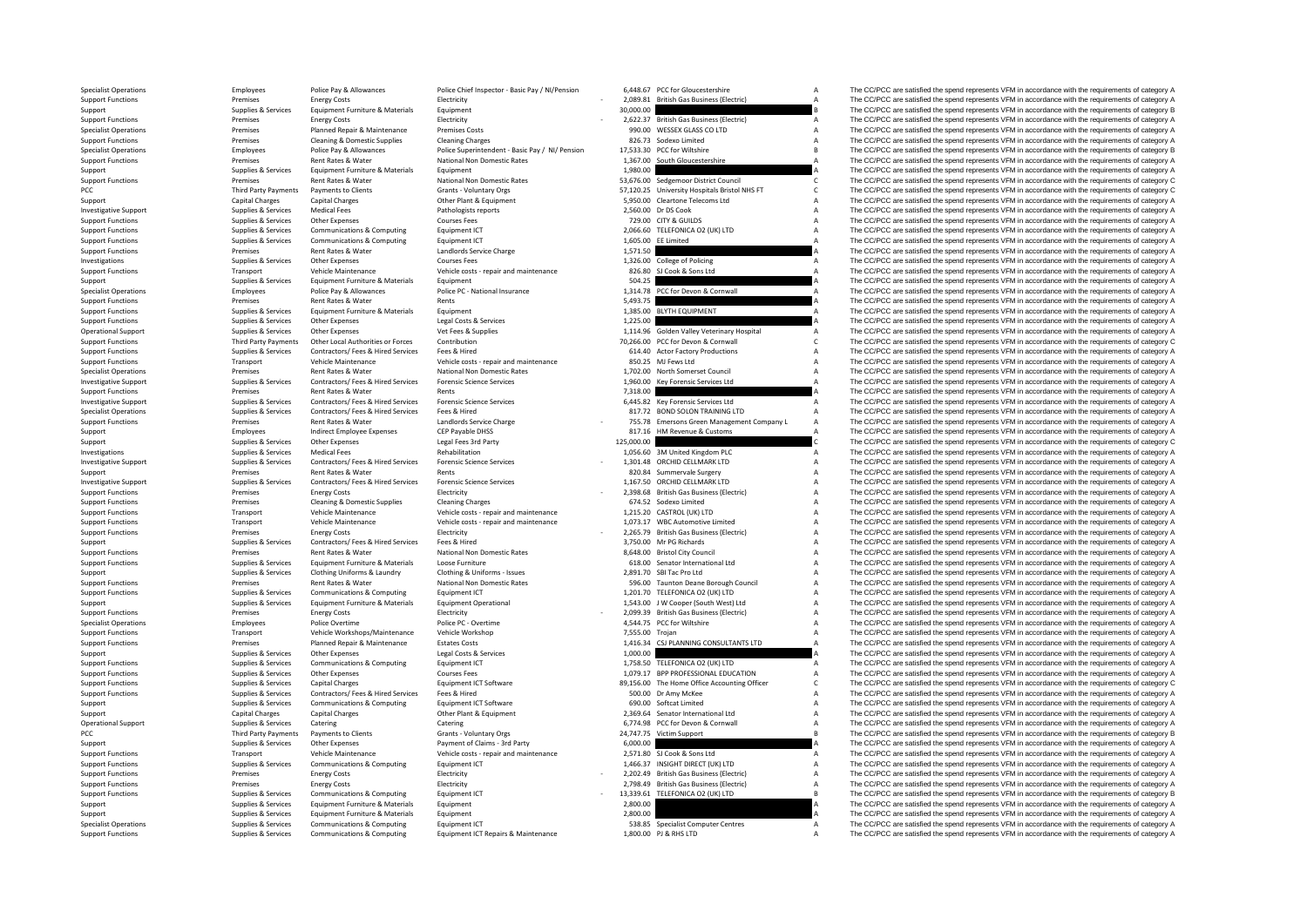| | | | | | | | |
|---|---|---|---|---|---|---|---|
| Specialist Operations | Employees | Police Pay & Allowances | Police Chief Inspector - Basic Pay / NI/Pension | 6,448.67 | PCC for Gloucestershire | A | The CC/PCC are satisfied the spend represents VFM in accordance with the requirements of category A |
| Support Functions | Premises | Energy Costs | Electricity | - 2,089.81 | British Gas Business (Electric) | A | The CC/PCC are satisfied the spend represents VFM in accordance with the requirements of category A |
| Support | Supplies & Services | Equipment Furniture & Materials | Equipment | 30,000.00 | | B | The CC/PCC are satisfied the spend represents VFM in accordance with the requirements of category B |
| Support Functions | Premises | Energy Costs | Electricity | - 2,622.37 | British Gas Business (Electric) | A | The CC/PCC are satisfied the spend represents VFM in accordance with the requirements of category A |
| Specialist Operations | Premises | Planned Repair & Maintenance | Premises Costs | 990.00 | WESSEX GLASS CO LTD | A | The CC/PCC are satisfied the spend represents VFM in accordance with the requirements of category A |
| Support Functions | Premises | Cleaning & Domestic Supplies | Cleaning Charges | 826.73 | Sodexo Limited | A | The CC/PCC are satisfied the spend represents VFM in accordance with the requirements of category A |
| Specialist Operations | Employees | Police Pay & Allowances | Police Superintendent - Basic Pay / NI/ Pension | 17,533.30 | PCC for Wiltshire | B | The CC/PCC are satisfied the spend represents VFM in accordance with the requirements of category B |
| Support Functions | Premises | Rent Rates & Water | National Non Domestic Rates | 1,367.00 | South Gloucestershire | A | The CC/PCC are satisfied the spend represents VFM in accordance with the requirements of category A |
| Support | Supplies & Services | Equipment Furniture & Materials | Equipment | 1,980.00 | | A | The CC/PCC are satisfied the spend represents VFM in accordance with the requirements of category A |
| Support Functions | Premises | Rent Rates & Water | National Non Domestic Rates | 53,676.00 | Sedgemoor District Council | C | The CC/PCC are satisfied the spend represents VFM in accordance with the requirements of category C |
| PCC | Third Party Payments | Payments to Clients | Grants - Voluntary Orgs | 57,120.25 | University Hospitals Bristol NHS FT | C | The CC/PCC are satisfied the spend represents VFM in accordance with the requirements of category C |
| Support | Capital Charges | Capital Charges | Other Plant & Equipment | 5,950.00 | Cleartone Telecoms Ltd | A | The CC/PCC are satisfied the spend represents VFM in accordance with the requirements of category A |
| Investigative Support | Supplies & Services | Medical Fees | Pathologists reports | 2,560.00 | Dr DS Cook | A | The CC/PCC are satisfied the spend represents VFM in accordance with the requirements of category A |
| Support Functions | Supplies & Services | Other Expenses | Courses Fees | 729.00 | CITY & GUILDS | A | The CC/PCC are satisfied the spend represents VFM in accordance with the requirements of category A |
| Support Functions | Supplies & Services | Communications & Computing | Equipment ICT | 2,066.60 | TELEFONICA O2 (UK) LTD | A | The CC/PCC are satisfied the spend represents VFM in accordance with the requirements of category A |
| Support Functions | Supplies & Services | Communications & Computing | Equipment ICT | 1,605.00 | EE Limited | A | The CC/PCC are satisfied the spend represents VFM in accordance with the requirements of category A |
| Support Functions | Premises | Rent Rates & Water | Landlords Service Charge | 1,571.50 | | A | The CC/PCC are satisfied the spend represents VFM in accordance with the requirements of category A |
| Investigations | Supplies & Services | Other Expenses | Courses Fees | 1,326.00 | College of Policing | A | The CC/PCC are satisfied the spend represents VFM in accordance with the requirements of category A |
| Support Functions | Transport | Vehicle Maintenance | Vehicle costs - repair and maintenance | 826.80 | SJ Cook & Sons Ltd | A | The CC/PCC are satisfied the spend represents VFM in accordance with the requirements of category A |
| Support | Supplies & Services | Equipment Furniture & Materials | Equipment | 504.25 | | A | The CC/PCC are satisfied the spend represents VFM in accordance with the requirements of category A |
| Specialist Operations | Employees | Police Pay & Allowances | Police PC - National Insurance | 1,314.78 | PCC for Devon & Cornwall | A | The CC/PCC are satisfied the spend represents VFM in accordance with the requirements of category A |
| Support Functions | Premises | Rent Rates & Water | Rents | 5,493.75 | | A | The CC/PCC are satisfied the spend represents VFM in accordance with the requirements of category A |
| Support Functions | Supplies & Services | Equipment Furniture & Materials | Equipment | 1,385.00 | BLYTH EQUIPMENT | A | The CC/PCC are satisfied the spend represents VFM in accordance with the requirements of category A |
| Support Functions | Supplies & Services | Other Expenses | Legal Costs & Services | 1,225.00 | | A | The CC/PCC are satisfied the spend represents VFM in accordance with the requirements of category A |
| Operational Support | Supplies & Services | Other Expenses | Vet Fees & Supplies | 1,114.96 | Golden Valley Veterinary Hospital | A | The CC/PCC are satisfied the spend represents VFM in accordance with the requirements of category A |
| Support Functions | Third Party Payments | Other Local Authorities or Forces | Contribution | 70,266.00 | PCC for Devon & Cornwall | C | The CC/PCC are satisfied the spend represents VFM in accordance with the requirements of category C |
| Support Functions | Supplies & Services | Contractors/ Fees & Hired Services | Fees & Hired | 614.40 | Actor Factory Productions | A | The CC/PCC are satisfied the spend represents VFM in accordance with the requirements of category A |
| Support Functions | Transport | Vehicle Maintenance | Vehicle costs - repair and maintenance | 850.25 | MJ Fews Ltd | A | The CC/PCC are satisfied the spend represents VFM in accordance with the requirements of category A |
| Specialist Operations | Premises | Rent Rates & Water | National Non Domestic Rates | 1,702.00 | North Somerset Council | A | The CC/PCC are satisfied the spend represents VFM in accordance with the requirements of category A |
| Investigative Support | Supplies & Services | Contractors/ Fees & Hired Services | Forensic Science Services | 1,960.00 | Key Forensic Services Ltd | A | The CC/PCC are satisfied the spend represents VFM in accordance with the requirements of category A |
| Support Functions | Premises | Rent Rates & Water | Rents | 7,318.00 | | A | The CC/PCC are satisfied the spend represents VFM in accordance with the requirements of category A |
| Investigative Support | Supplies & Services | Contractors/ Fees & Hired Services | Forensic Science Services | 6,445.82 | Key Forensic Services Ltd | A | The CC/PCC are satisfied the spend represents VFM in accordance with the requirements of category A |
| Specialist Operations | Supplies & Services | Contractors/ Fees & Hired Services | Fees & Hired | 817.72 | BOND SOLON TRAINING LTD | A | The CC/PCC are satisfied the spend represents VFM in accordance with the requirements of category A |
| Support Functions | Premises | Rent Rates & Water | Landlords Service Charge | - 755.78 | Emersons Green Management Company L | A | The CC/PCC are satisfied the spend represents VFM in accordance with the requirements of category A |
| Support | Employees | Indirect Employee Expenses | CEP Payable DHSS | 817.16 | HM Revenue & Customs | A | The CC/PCC are satisfied the spend represents VFM in accordance with the requirements of category A |
| Support | Supplies & Services | Other Expenses | Legal Fees 3rd Party | 125,000.00 | | C | The CC/PCC are satisfied the spend represents VFM in accordance with the requirements of category C |
| Investigations | Supplies & Services | Medical Fees | Rehabilitation | 1,056.60 | 3M United Kingdom PLC | A | The CC/PCC are satisfied the spend represents VFM in accordance with the requirements of category A |
| Investigative Support | Supplies & Services | Contractors/ Fees & Hired Services | Forensic Science Services | - 1,301.48 | ORCHID CELLMARK LTD | A | The CC/PCC are satisfied the spend represents VFM in accordance with the requirements of category A |
| Support | Premises | Rent Rates & Water | Rents | 820.84 | Summervale Surgery | A | The CC/PCC are satisfied the spend represents VFM in accordance with the requirements of category A |
| Investigative Support | Supplies & Services | Contractors/ Fees & Hired Services | Forensic Science Services | 1,167.50 | ORCHID CELLMARK LTD | A | The CC/PCC are satisfied the spend represents VFM in accordance with the requirements of category A |
| Support Functions | Premises | Energy Costs | Electricity | - 2,398.68 | British Gas Business (Electric) | A | The CC/PCC are satisfied the spend represents VFM in accordance with the requirements of category A |
| Support Functions | Premises | Cleaning & Domestic Supplies | Cleaning Charges | 674.52 | Sodexo Limited | A | The CC/PCC are satisfied the spend represents VFM in accordance with the requirements of category A |
| Support Functions | Transport | Vehicle Maintenance | Vehicle costs - repair and maintenance | 1,215.20 | CASTROL (UK) LTD | A | The CC/PCC are satisfied the spend represents VFM in accordance with the requirements of category A |
| Support Functions | Transport | Vehicle Maintenance | Vehicle costs - repair and maintenance | 1,073.17 | WBC Automotive Limited | A | The CC/PCC are satisfied the spend represents VFM in accordance with the requirements of category A |
| Support Functions | Premises | Energy Costs | Electricity | - 2,265.79 | British Gas Business (Electric) | A | The CC/PCC are satisfied the spend represents VFM in accordance with the requirements of category A |
| Support | Supplies & Services | Contractors/ Fees & Hired Services | Fees & Hired | 3,750.00 | Mr PG Richards | A | The CC/PCC are satisfied the spend represents VFM in accordance with the requirements of category A |
| Support Functions | Premises | Rent Rates & Water | National Non Domestic Rates | 8,648.00 | Bristol City Council | A | The CC/PCC are satisfied the spend represents VFM in accordance with the requirements of category A |
| Support Functions | Supplies & Services | Equipment Furniture & Materials | Loose Furniture | 618.00 | Senator International Ltd | A | The CC/PCC are satisfied the spend represents VFM in accordance with the requirements of category A |
| Support | Supplies & Services | Clothing Uniforms & Laundry | Clothing & Uniforms - Issues | 2,891.70 | SBI Tac Pro Ltd | A | The CC/PCC are satisfied the spend represents VFM in accordance with the requirements of category A |
| Support Functions | Premises | Rent Rates & Water | National Non Domestic Rates | 596.00 | Taunton Deane Borough Council | A | The CC/PCC are satisfied the spend represents VFM in accordance with the requirements of category A |
| Support Functions | Supplies & Services | Communications & Computing | Equipment ICT | 1,201.70 | TELEFONICA O2 (UK) LTD | A | The CC/PCC are satisfied the spend represents VFM in accordance with the requirements of category A |
| Support | Supplies & Services | Equipment Furniture & Materials | Equipment Operational | 1,543.00 | J W Cooper (South West) Ltd | A | The CC/PCC are satisfied the spend represents VFM in accordance with the requirements of category A |
| Support Functions | Premises | Energy Costs | Electricity | - 2,099.39 | British Gas Business (Electric) | A | The CC/PCC are satisfied the spend represents VFM in accordance with the requirements of category A |
| Specialist Operations | Employees | Police Overtime | Police PC - Overtime | 4,544.75 | PCC for Wiltshire | A | The CC/PCC are satisfied the spend represents VFM in accordance with the requirements of category A |
| Support Functions | Transport | Vehicle Workshops/Maintenance | Vehicle Workshop | 7,555.00 | Trojan | A | The CC/PCC are satisfied the spend represents VFM in accordance with the requirements of category A |
| Support Functions | Premises | Planned Repair & Maintenance | Estates Costs | 1,416.34 | CSJ PLANNING CONSULTANTS LTD | A | The CC/PCC are satisfied the spend represents VFM in accordance with the requirements of category A |
| Support | Supplies & Services | Other Expenses | Legal Costs & Services | 1,000.00 | | A | The CC/PCC are satisfied the spend represents VFM in accordance with the requirements of category A |
| Support Functions | Supplies & Services | Communications & Computing | Equipment ICT | 1,758.50 | TELEFONICA O2 (UK) LTD | A | The CC/PCC are satisfied the spend represents VFM in accordance with the requirements of category A |
| Support Functions | Supplies & Services | Other Expenses | Courses Fees | 1,079.17 | BPP PROFESSIONAL EDUCATION | A | The CC/PCC are satisfied the spend represents VFM in accordance with the requirements of category A |
| Support Functions | Supplies & Services | Capital Charges | Equipment ICT Software | 89,156.00 | The Home Office Accounting Officer | C | The CC/PCC are satisfied the spend represents VFM in accordance with the requirements of category C |
| Support Functions | Supplies & Services | Contractors/ Fees & Hired Services | Fees & Hired | 500.00 | Dr Amy McKee | A | The CC/PCC are satisfied the spend represents VFM in accordance with the requirements of category A |
| Support | Supplies & Services | Communications & Computing | Equipment ICT Software | 690.00 | Softcat Limited | A | The CC/PCC are satisfied the spend represents VFM in accordance with the requirements of category A |
| Support | Capital Charges | Capital Charges | Other Plant & Equipment | 2,369.64 | Senator International Ltd | A | The CC/PCC are satisfied the spend represents VFM in accordance with the requirements of category A |
| Operational Support | Supplies & Services | Catering | Catering | 6,774.98 | PCC for Devon & Cornwall | A | The CC/PCC are satisfied the spend represents VFM in accordance with the requirements of category A |
| PCC | Third Party Payments | Payments to Clients | Grants - Voluntary Orgs | 24,747.75 | Victim Support | B | The CC/PCC are satisfied the spend represents VFM in accordance with the requirements of category B |
| Support | Supplies & Services | Other Expenses | Payment of Claims - 3rd Party | 6,000.00 | | A | The CC/PCC are satisfied the spend represents VFM in accordance with the requirements of category A |
| Support Functions | Transport | Vehicle Maintenance | Vehicle costs - repair and maintenance | 2,571.80 | SJ Cook & Sons Ltd | A | The CC/PCC are satisfied the spend represents VFM in accordance with the requirements of category A |
| Support Functions | Supplies & Services | Communications & Computing | Equipment ICT | 1,466.37 | INSIGHT DIRECT (UK) LTD | A | The CC/PCC are satisfied the spend represents VFM in accordance with the requirements of category A |
| Support Functions | Premises | Energy Costs | Electricity | - 2,202.49 | British Gas Business (Electric) | A | The CC/PCC are satisfied the spend represents VFM in accordance with the requirements of category A |
| Support Functions | Premises | Energy Costs | Electricity | 2,798.49 | British Gas Business (Electric) | A | The CC/PCC are satisfied the spend represents VFM in accordance with the requirements of category A |
| Support Functions | Supplies & Services | Communications & Computing | Equipment ICT | - 13,339.61 | TELEFONICA O2 (UK) LTD | B | The CC/PCC are satisfied the spend represents VFM in accordance with the requirements of category B |
| Support | Supplies & Services | Equipment Furniture & Materials | Equipment | 2,800.00 | | A | The CC/PCC are satisfied the spend represents VFM in accordance with the requirements of category A |
| Support | Supplies & Services | Equipment Furniture & Materials | Equipment | 2,800.00 | | A | The CC/PCC are satisfied the spend represents VFM in accordance with the requirements of category A |
| Specialist Operations | Supplies & Services | Communications & Computing | Equipment ICT | 538.85 | Specialist Computer Centres | A | The CC/PCC are satisfied the spend represents VFM in accordance with the requirements of category A |
| Support Functions | Supplies & Services | Communications & Computing | Equipment ICT Repairs & Maintenance | 1,800.00 | PJ & RHS LTD | A | The CC/PCC are satisfied the spend represents VFM in accordance with the requirements of category A |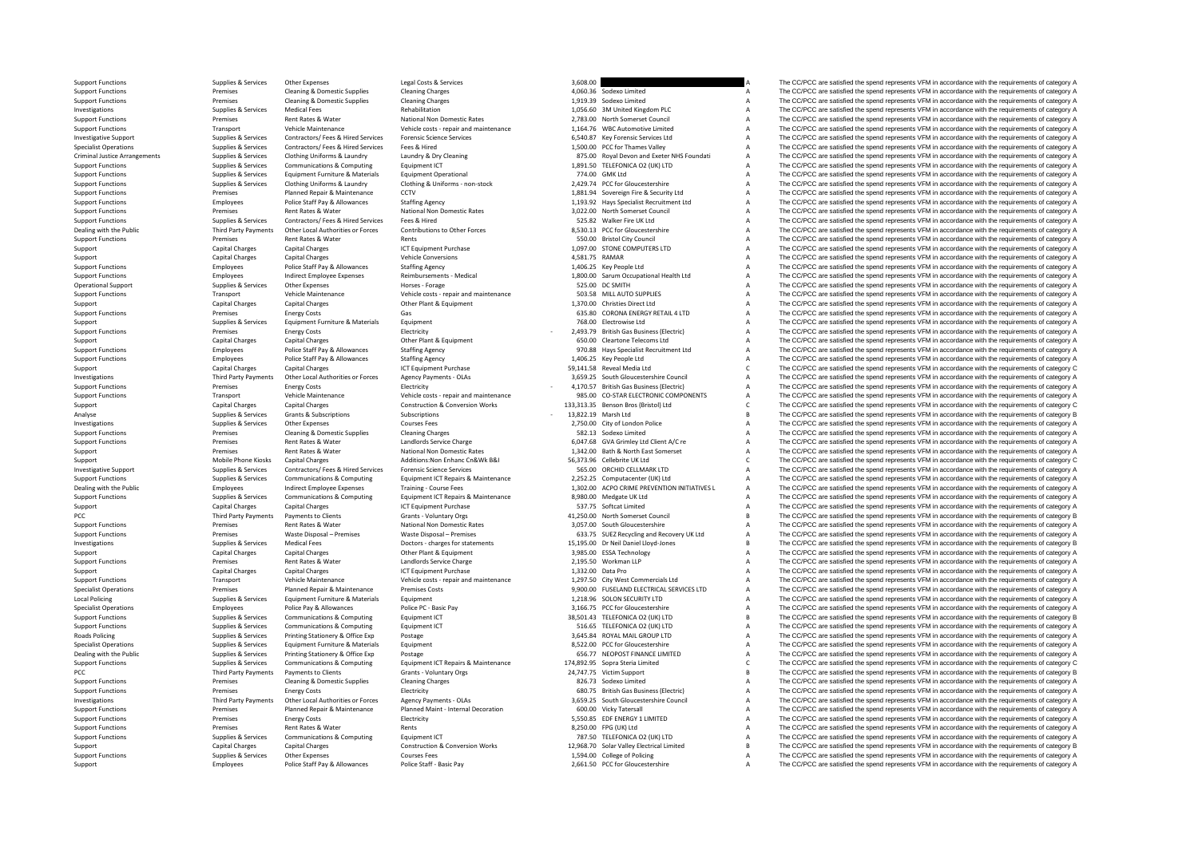| | | | | | | | |
|---|---|---|---|---|---|---|---|
| Support Functions | Supplies & Services | Other Expenses | Legal Costs & Services | 3,608.00 | | A | The CC/PCC are satisfied the spend represents VFM in accordance with the requirements of category A |
| Support Functions | Premises | Cleaning & Domestic Supplies | Cleaning Charges | 4,060.36 | Sodexo Limited | A | The CC/PCC are satisfied the spend represents VFM in accordance with the requirements of category A |
| Support Functions | Premises | Cleaning & Domestic Supplies | Cleaning Charges | 1,919.39 | Sodexo Limited | A | The CC/PCC are satisfied the spend represents VFM in accordance with the requirements of category A |
| Investigations | Supplies & Services | Medical Fees | Rehabilitation | 1,056.60 | 3M United Kingdom PLC | A | The CC/PCC are satisfied the spend represents VFM in accordance with the requirements of category A |
| Support Functions | Premises | Rent Rates & Water | National Non Domestic Rates | 2,783.00 | North Somerset Council | A | The CC/PCC are satisfied the spend represents VFM in accordance with the requirements of category A |
| Support Functions | Transport | Vehicle Maintenance | Vehicle costs - repair and maintenance | 1,164.76 | WBC Automotive Limited | A | The CC/PCC are satisfied the spend represents VFM in accordance with the requirements of category A |
| Investigative Support | Supplies & Services | Contractors/ Fees & Hired Services | Forensic Science Services | 6,540.87 | Key Forensic Services Ltd | A | The CC/PCC are satisfied the spend represents VFM in accordance with the requirements of category A |
| Specialist Operations | Supplies & Services | Contractors/ Fees & Hired Services | Fees & Hired | 1,500.00 | PCC for Thames Valley | A | The CC/PCC are satisfied the spend represents VFM in accordance with the requirements of category A |
| Criminal Justice Arrangements | Supplies & Services | Clothing Uniforms & Laundry | Laundry & Dry Cleaning | 875.00 | Royal Devon and Exeter NHS Foundati | A | The CC/PCC are satisfied the spend represents VFM in accordance with the requirements of category A |
| Support Functions | Supplies & Services | Communications & Computing | Equipment ICT | 1,891.50 | TELEFONICA O2 (UK) LTD | A | The CC/PCC are satisfied the spend represents VFM in accordance with the requirements of category A |
| Support Functions | Supplies & Services | Equipment Furniture & Materials | Equipment Operational | 774.00 | GMK Ltd | A | The CC/PCC are satisfied the spend represents VFM in accordance with the requirements of category A |
| Support Functions | Supplies & Services | Clothing Uniforms & Laundry | Clothing & Uniforms - non-stock | 2,429.74 | PCC for Gloucestershire | A | The CC/PCC are satisfied the spend represents VFM in accordance with the requirements of category A |
| Support Functions | Premises | Planned Repair & Maintenance | CCTV | 1,881.94 | Sovereign Fire & Security Ltd | A | The CC/PCC are satisfied the spend represents VFM in accordance with the requirements of category A |
| Support Functions | Employees | Police Staff Pay & Allowances | Staffing Agency | 1,193.92 | Hays Specialist Recruitment Ltd | A | The CC/PCC are satisfied the spend represents VFM in accordance with the requirements of category A |
| Support Functions | Premises | Rent Rates & Water | National Non Domestic Rates | 3,022.00 | North Somerset Council | A | The CC/PCC are satisfied the spend represents VFM in accordance with the requirements of category A |
| Support Functions | Supplies & Services | Contractors/ Fees & Hired Services | Fees & Hired | 525.82 | Walker Fire UK Ltd | A | The CC/PCC are satisfied the spend represents VFM in accordance with the requirements of category A |
| Dealing with the Public | Third Party Payments | Other Local Authorities or Forces | Contributions to Other Forces | 8,530.13 | PCC for Gloucestershire | A | The CC/PCC are satisfied the spend represents VFM in accordance with the requirements of category A |
| Support Functions | Premises | Rent Rates & Water | Rents | 550.00 | Bristol City Council | A | The CC/PCC are satisfied the spend represents VFM in accordance with the requirements of category A |
| Support | Capital Charges | Capital Charges | ICT Equipment Purchase | 1,097.00 | STONE COMPUTERS LTD | A | The CC/PCC are satisfied the spend represents VFM in accordance with the requirements of category A |
| Support | Capital Charges | Capital Charges | Vehicle Conversions | 4,581.75 | RAMAR | A | The CC/PCC are satisfied the spend represents VFM in accordance with the requirements of category A |
| Support Functions | Employees | Police Staff Pay & Allowances | Staffing Agency | 1,406.25 | Key People Ltd | A | The CC/PCC are satisfied the spend represents VFM in accordance with the requirements of category A |
| Support Functions | Employees | Indirect Employee Expenses | Reimbursements - Medical | 1,800.00 | Sarum Occupational Health Ltd | A | The CC/PCC are satisfied the spend represents VFM in accordance with the requirements of category A |
| Operational Support | Supplies & Services | Other Expenses | Horses - Forage | 525.00 | DC SMITH | A | The CC/PCC are satisfied the spend represents VFM in accordance with the requirements of category A |
| Support Functions | Transport | Vehicle Maintenance | Vehicle costs - repair and maintenance | 503.58 | MILL AUTO SUPPLIES | A | The CC/PCC are satisfied the spend represents VFM in accordance with the requirements of category A |
| Support | Capital Charges | Capital Charges | Other Plant & Equipment | 1,370.00 | Christies Direct Ltd | A | The CC/PCC are satisfied the spend represents VFM in accordance with the requirements of category A |
| Support Functions | Premises | Energy Costs | Gas | 635.80 | CORONA ENERGY RETAIL 4 LTD | A | The CC/PCC are satisfied the spend represents VFM in accordance with the requirements of category A |
| Support | Supplies & Services | Equipment Furniture & Materials | Equipment | 768.00 | Electrowise Ltd | A | The CC/PCC are satisfied the spend represents VFM in accordance with the requirements of category A |
| Support Functions | Premises | Energy Costs | Electricity | - 2,493.79 | British Gas Business (Electric) | A | The CC/PCC are satisfied the spend represents VFM in accordance with the requirements of category A |
| Support | Capital Charges | Capital Charges | Other Plant & Equipment | 650.00 | Cleartone Telecoms Ltd | A | The CC/PCC are satisfied the spend represents VFM in accordance with the requirements of category A |
| Support Functions | Employees | Police Staff Pay & Allowances | Staffing Agency | 970.88 | Hays Specialist Recruitment Ltd | A | The CC/PCC are satisfied the spend represents VFM in accordance with the requirements of category A |
| Support Functions | Employees | Police Staff Pay & Allowances | Staffing Agency | 1,406.25 | Key People Ltd | A | The CC/PCC are satisfied the spend represents VFM in accordance with the requirements of category A |
| Support | Capital Charges | Capital Charges | ICT Equipment Purchase | 59,141.58 | Reveal Media Ltd | C | The CC/PCC are satisfied the spend represents VFM in accordance with the requirements of category C |
| Investigations | Third Party Payments | Other Local Authorities or Forces | Agency Payments - OLAs | 3,659.25 | South Gloucestershire Council | A | The CC/PCC are satisfied the spend represents VFM in accordance with the requirements of category A |
| Support Functions | Premises | Energy Costs | Electricity | - 4,170.57 | British Gas Business (Electric) | A | The CC/PCC are satisfied the spend represents VFM in accordance with the requirements of category A |
| Support Functions | Transport | Vehicle Maintenance | Vehicle costs - repair and maintenance | 985.00 | CO-STAR ELECTRONIC COMPONENTS | A | The CC/PCC are satisfied the spend represents VFM in accordance with the requirements of category A |
| Support | Capital Charges | Capital Charges | Construction & Conversion Works | 133,313.35 | Benson Bros (Bristol) Ltd | C | The CC/PCC are satisfied the spend represents VFM in accordance with the requirements of category C |
| Analyse | Supplies & Services | Grants & Subscriptions | Subscriptions | - 13,822.19 | Marsh Ltd | B | The CC/PCC are satisfied the spend represents VFM in accordance with the requirements of category B |
| Investigations | Supplies & Services | Other Expenses | Courses Fees | 2,750.00 | City of London Police | A | The CC/PCC are satisfied the spend represents VFM in accordance with the requirements of category A |
| Support Functions | Premises | Cleaning & Domestic Supplies | Cleaning Charges | 582.13 | Sodexo Limited | A | The CC/PCC are satisfied the spend represents VFM in accordance with the requirements of category A |
| Support Functions | Premises | Rent Rates & Water | Landlords Service Charge | 6,047.68 | GVA Grimley Ltd Client A/C re | A | The CC/PCC are satisfied the spend represents VFM in accordance with the requirements of category A |
| Support | Premises | Rent Rates & Water | National Non Domestic Rates | 1,342.00 | Bath & North East Somerset | A | The CC/PCC are satisfied the spend represents VFM in accordance with the requirements of category A |
| Support | Mobile Phone Kiosks | Capital Charges | Additions:Non Enhanc Cn&Wk B&I | 56,373.96 | Cellebrite UK Ltd | C | The CC/PCC are satisfied the spend represents VFM in accordance with the requirements of category C |
| Investigative Support | Supplies & Services | Contractors/ Fees & Hired Services | Forensic Science Services | 565.00 | ORCHID CELLMARK LTD | A | The CC/PCC are satisfied the spend represents VFM in accordance with the requirements of category A |
| Support Functions | Supplies & Services | Communications & Computing | Equipment ICT Repairs & Maintenance | 2,252.25 | Computacenter (UK) Ltd | A | The CC/PCC are satisfied the spend represents VFM in accordance with the requirements of category A |
| Dealing with the Public | Employees | Indirect Employee Expenses | Training - Course Fees | 1,302.00 | ACPO CRIME PREVENTION INITIATIVES L | A | The CC/PCC are satisfied the spend represents VFM in accordance with the requirements of category A |
| Support Functions | Supplies & Services | Communications & Computing | Equipment ICT Repairs & Maintenance | 8,980.00 | Medgate UK Ltd | A | The CC/PCC are satisfied the spend represents VFM in accordance with the requirements of category A |
| Support | Capital Charges | Capital Charges | ICT Equipment Purchase | 537.75 | Softcat Limited | A | The CC/PCC are satisfied the spend represents VFM in accordance with the requirements of category A |
| PCC | Third Party Payments | Payments to Clients | Grants - Voluntary Orgs | 41,250.00 | North Somerset Council | B | The CC/PCC are satisfied the spend represents VFM in accordance with the requirements of category B |
| Support Functions | Premises | Rent Rates & Water | National Non Domestic Rates | 3,057.00 | South Gloucestershire | A | The CC/PCC are satisfied the spend represents VFM in accordance with the requirements of category A |
| Support Functions | Premises | Waste Disposal – Premises | Waste Disposal – Premises | 633.75 | SUEZ Recycling and Recovery UK Ltd | A | The CC/PCC are satisfied the spend represents VFM in accordance with the requirements of category A |
| Investigations | Supplies & Services | Medical Fees | Doctors - charges for statements | 15,195.00 | Dr Neil Daniel Lloyd-Jones | B | The CC/PCC are satisfied the spend represents VFM in accordance with the requirements of category B |
| Support | Capital Charges | Capital Charges | Other Plant & Equipment | 3,985.00 | ESSA Technology | A | The CC/PCC are satisfied the spend represents VFM in accordance with the requirements of category A |
| Support Functions | Premises | Rent Rates & Water | Landlords Service Charge | 2,195.50 | Workman LLP | A | The CC/PCC are satisfied the spend represents VFM in accordance with the requirements of category A |
| Support | Capital Charges | Capital Charges | ICT Equipment Purchase | 1,332.00 | Data Pro | A | The CC/PCC are satisfied the spend represents VFM in accordance with the requirements of category A |
| Support Functions | Transport | Vehicle Maintenance | Vehicle costs - repair and maintenance | 1,297.50 | City West Commercials Ltd | A | The CC/PCC are satisfied the spend represents VFM in accordance with the requirements of category A |
| Specialist Operations | Premises | Planned Repair & Maintenance | Premises Costs | 9,900.00 | FUSELAND ELECTRICAL SERVICES LTD | A | The CC/PCC are satisfied the spend represents VFM in accordance with the requirements of category A |
| Local Policing | Supplies & Services | Equipment Furniture & Materials | Equipment | 1,218.96 | SOLON SECURITY LTD | A | The CC/PCC are satisfied the spend represents VFM in accordance with the requirements of category A |
| Specialist Operations | Employees | Police Pay & Allowances | Police PC - Basic Pay | 3,166.75 | PCC for Gloucestershire | A | The CC/PCC are satisfied the spend represents VFM in accordance with the requirements of category A |
| Support Functions | Supplies & Services | Communications & Computing | Equipment ICT | 38,501.43 | TELEFONICA O2 (UK) LTD | B | The CC/PCC are satisfied the spend represents VFM in accordance with the requirements of category B |
| Support Functions | Supplies & Services | Communications & Computing | Equipment ICT | 516.65 | TELEFONICA O2 (UK) LTD | A | The CC/PCC are satisfied the spend represents VFM in accordance with the requirements of category A |
| Roads Policing | Supplies & Services | Printing Stationery & Office Exp | Postage | 3,645.84 | ROYAL MAIL GROUP LTD | A | The CC/PCC are satisfied the spend represents VFM in accordance with the requirements of category A |
| Specialist Operations | Supplies & Services | Equipment Furniture & Materials | Equipment | 8,522.00 | PCC for Gloucestershire | A | The CC/PCC are satisfied the spend represents VFM in accordance with the requirements of category A |
| Dealing with the Public | Supplies & Services | Printing Stationery & Office Exp | Postage | 656.77 | NEOPOST FINANCE LIMITED | A | The CC/PCC are satisfied the spend represents VFM in accordance with the requirements of category A |
| Support Functions | Supplies & Services | Communications & Computing | Equipment ICT Repairs & Maintenance | 174,892.95 | Sopra Steria Limited | C | The CC/PCC are satisfied the spend represents VFM in accordance with the requirements of category C |
| PCC | Third Party Payments | Payments to Clients | Grants - Voluntary Orgs | 24,747.75 | Victim Support | B | The CC/PCC are satisfied the spend represents VFM in accordance with the requirements of category B |
| Support Functions | Premises | Cleaning & Domestic Supplies | Cleaning Charges | 826.73 | Sodexo Limited | A | The CC/PCC are satisfied the spend represents VFM in accordance with the requirements of category A |
| Support Functions | Premises | Energy Costs | Electricity | 680.75 | British Gas Business (Electric) | A | The CC/PCC are satisfied the spend represents VFM in accordance with the requirements of category A |
| Investigations | Third Party Payments | Other Local Authorities or Forces | Agency Payments - OLAs | 3,659.25 | South Gloucestershire Council | A | The CC/PCC are satisfied the spend represents VFM in accordance with the requirements of category A |
| Support Functions | Premises | Planned Repair & Maintenance | Planned Maint - Internal Decoration | 600.00 | Vicky Tatersall | A | The CC/PCC are satisfied the spend represents VFM in accordance with the requirements of category A |
| Support Functions | Premises | Energy Costs | Electricity | 5,550.85 | EDF ENERGY 1 LIMITED | A | The CC/PCC are satisfied the spend represents VFM in accordance with the requirements of category A |
| Support Functions | Premises | Rent Rates & Water | Rents | 8,250.00 | FPG (UK) Ltd | A | The CC/PCC are satisfied the spend represents VFM in accordance with the requirements of category A |
| Support Functions | Supplies & Services | Communications & Computing | Equipment ICT | 787.50 | TELEFONICA O2 (UK) LTD | A | The CC/PCC are satisfied the spend represents VFM in accordance with the requirements of category A |
| Support | Capital Charges | Capital Charges | Construction & Conversion Works | 12,968.70 | Solar Valley Electrical Limited | B | The CC/PCC are satisfied the spend represents VFM in accordance with the requirements of category B |
| Support Functions | Supplies & Services | Other Expenses | Courses Fees | 1,594.00 | College of Policing | A | The CC/PCC are satisfied the spend represents VFM in accordance with the requirements of category A |
| Support | Employees | Police Staff Pay & Allowances | Police Staff - Basic Pay | 2,661.50 | PCC for Gloucestershire | A | The CC/PCC are satisfied the spend represents VFM in accordance with the requirements of category A |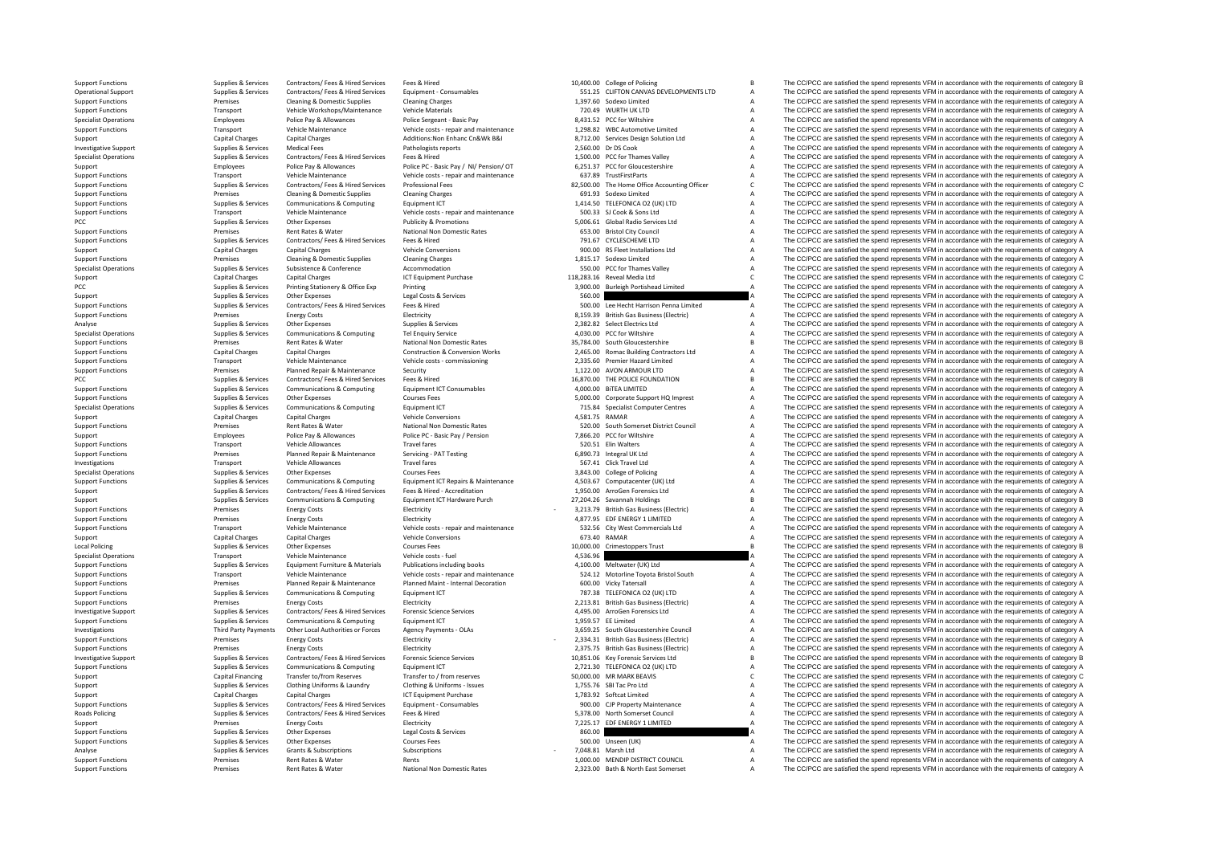| | | | | | | | |
|---|---|---|---|---|---|---|---|
| Support Functions | Supplies & Services | Contractors/ Fees & Hired Services | Fees & Hired | 10,400.00 | College of Policing | B | The CC/PCC are satisfied the spend represents VFM in accordance with the requirements of category B |
| Operational Support | Supplies & Services | Contractors/ Fees & Hired Services | Equipment - Consumables | 551.25 | CLIFTON CANVAS DEVELOPMENTS LTD | A | The CC/PCC are satisfied the spend represents VFM in accordance with the requirements of category A |
| Support Functions | Premises | Cleaning & Domestic Supplies | Cleaning Charges | 1,397.60 | Sodexo Limited | A | The CC/PCC are satisfied the spend represents VFM in accordance with the requirements of category A |
| Support Functions | Transport | Vehicle Workshops/Maintenance | Vehicle Materials | 720.49 | WURTH UK LTD | A | The CC/PCC are satisfied the spend represents VFM in accordance with the requirements of category A |
| Specialist Operations | Employees | Police Pay & Allowances | Police Sergeant - Basic Pay | 8,431.52 | PCC for Wiltshire | A | The CC/PCC are satisfied the spend represents VFM in accordance with the requirements of category A |
| Support Functions | Transport | Vehicle Maintenance | Vehicle costs - repair and maintenance | 1,298.82 | WBC Automotive Limited | A | The CC/PCC are satisfied the spend represents VFM in accordance with the requirements of category A |
| Support | Capital Charges | Capital Charges | Additions:Non Enhanc Cn&Wk B&I | 8,712.00 | Services Design Solution Ltd | A | The CC/PCC are satisfied the spend represents VFM in accordance with the requirements of category A |
| Investigative Support | Supplies & Services | Medical Fees | Pathologists reports | 2,560.00 | Dr DS Cook | A | The CC/PCC are satisfied the spend represents VFM in accordance with the requirements of category A |
| Specialist Operations | Supplies & Services | Contractors/ Fees & Hired Services | Fees & Hired | 1,500.00 | PCC for Thames Valley | A | The CC/PCC are satisfied the spend represents VFM in accordance with the requirements of category A |
| Support | Employees | Police Pay & Allowances | Police PC - Basic Pay / NI/ Pension/ OT | 6,251.37 | PCC for Gloucestershire | A | The CC/PCC are satisfied the spend represents VFM in accordance with the requirements of category A |
| Support Functions | Transport | Vehicle Maintenance | Vehicle costs - repair and maintenance | 637.89 | TrustFirstParts | A | The CC/PCC are satisfied the spend represents VFM in accordance with the requirements of category A |
| Support Functions | Supplies & Services | Contractors/ Fees & Hired Services | Professional Fees | 82,500.00 | The Home Office Accounting Officer | C | The CC/PCC are satisfied the spend represents VFM in accordance with the requirements of category C |
| Support Functions | Premises | Cleaning & Domestic Supplies | Cleaning Charges | 691.93 | Sodexo Limited | A | The CC/PCC are satisfied the spend represents VFM in accordance with the requirements of category A |
| Support Functions | Supplies & Services | Communications & Computing | Equipment ICT | 1,414.50 | TELEFONICA O2 (UK) LTD | A | The CC/PCC are satisfied the spend represents VFM in accordance with the requirements of category A |
| Support Functions | Transport | Vehicle Maintenance | Vehicle costs - repair and maintenance | 500.33 | SJ Cook & Sons Ltd | A | The CC/PCC are satisfied the spend represents VFM in accordance with the requirements of category A |
| PCC | Supplies & Services | Other Expenses | Publicity & Promotions | 5,006.61 | Global Radio Services Ltd | A | The CC/PCC are satisfied the spend represents VFM in accordance with the requirements of category A |
| Support Functions | Premises | Rent Rates & Water | National Non Domestic Rates | 653.00 | Bristol City Council | A | The CC/PCC are satisfied the spend represents VFM in accordance with the requirements of category A |
| Support Functions | Supplies & Services | Contractors/ Fees & Hired Services | Fees & Hired | 791.67 | CYCLESCHEME LTD | A | The CC/PCC are satisfied the spend represents VFM in accordance with the requirements of category A |
| Support | Capital Charges | Capital Charges | Vehicle Conversions | 900.00 | RS Fleet Installations Ltd | A | The CC/PCC are satisfied the spend represents VFM in accordance with the requirements of category A |
| Support Functions | Premises | Cleaning & Domestic Supplies | Cleaning Charges | 1,815.17 | Sodexo Limited | A | The CC/PCC are satisfied the spend represents VFM in accordance with the requirements of category A |
| Specialist Operations | Supplies & Services | Subsistence & Conference | Accommodation | 550.00 | PCC for Thames Valley | A | The CC/PCC are satisfied the spend represents VFM in accordance with the requirements of category A |
| Support | Capital Charges | Capital Charges | ICT Equipment Purchase | 118,283.16 | Reveal Media Ltd | C | The CC/PCC are satisfied the spend represents VFM in accordance with the requirements of category C |
| PCC | Supplies & Services | Printing Stationery & Office Exp | Printing | 3,900.00 | Burleigh Portishead Limited | A | The CC/PCC are satisfied the spend represents VFM in accordance with the requirements of category A |
| Support | Supplies & Services | Other Expenses | Legal Costs & Services | 560.00 | | A | The CC/PCC are satisfied the spend represents VFM in accordance with the requirements of category A |
| Support Functions | Supplies & Services | Contractors/ Fees & Hired Services | Fees & Hired | 500.00 | Lee Hecht Harrison Penna Limited | A | The CC/PCC are satisfied the spend represents VFM in accordance with the requirements of category A |
| Support Functions | Premises | Energy Costs | Electricity | 8,159.39 | British Gas Business (Electric) | A | The CC/PCC are satisfied the spend represents VFM in accordance with the requirements of category A |
| Analyse | Supplies & Services | Other Expenses | Supplies & Services | 2,382.82 | Select Electrics Ltd | A | The CC/PCC are satisfied the spend represents VFM in accordance with the requirements of category A |
| Specialist Operations | Supplies & Services | Communications & Computing | Tel Enquiry Service | 4,030.00 | PCC for Wiltshire | A | The CC/PCC are satisfied the spend represents VFM in accordance with the requirements of category A |
| Support Functions | Premises | Rent Rates & Water | National Non Domestic Rates | 35,784.00 | South Gloucestershire | B | The CC/PCC are satisfied the spend represents VFM in accordance with the requirements of category B |
| Support Functions | Capital Charges | Capital Charges | Construction & Conversion Works | 2,465.00 | Romac Building Contractors Ltd | A | The CC/PCC are satisfied the spend represents VFM in accordance with the requirements of category A |
| Support Functions | Transport | Vehicle Maintenance | Vehicle costs - commissioning | 2,335.60 | Premier Hazard Limited | A | The CC/PCC are satisfied the spend represents VFM in accordance with the requirements of category A |
| Support Functions | Premises | Planned Repair & Maintenance | Security | 1,122.00 | AVON ARMOUR LTD | A | The CC/PCC are satisfied the spend represents VFM in accordance with the requirements of category A |
| PCC | Supplies & Services | Contractors/ Fees & Hired Services | Fees & Hired | 16,870.00 | THE POLICE FOUNDATION | B | The CC/PCC are satisfied the spend represents VFM in accordance with the requirements of category B |
| Support Functions | Supplies & Services | Communications & Computing | Equipment ICT Consumables | 4,000.00 | BiTEA LIMITED | A | The CC/PCC are satisfied the spend represents VFM in accordance with the requirements of category A |
| Support Functions | Supplies & Services | Other Expenses | Courses Fees | 5,000.00 | Corporate Support HQ Imprest | A | The CC/PCC are satisfied the spend represents VFM in accordance with the requirements of category A |
| Specialist Operations | Supplies & Services | Communications & Computing | Equipment ICT | 715.84 | Specialist Computer Centres | A | The CC/PCC are satisfied the spend represents VFM in accordance with the requirements of category A |
| Support | Capital Charges | Capital Charges | Vehicle Conversions | 4,581.75 | RAMAR | A | The CC/PCC are satisfied the spend represents VFM in accordance with the requirements of category A |
| Support Functions | Premises | Rent Rates & Water | National Non Domestic Rates | 520.00 | South Somerset District Council | A | The CC/PCC are satisfied the spend represents VFM in accordance with the requirements of category A |
| Support | Employees | Police Pay & Allowances | Police PC - Basic Pay / Pension | 7,866.20 | PCC for Wiltshire | A | The CC/PCC are satisfied the spend represents VFM in accordance with the requirements of category A |
| Support Functions | Transport | Vehicle Allowances | Travel fares | 520.51 | Elin Walters | A | The CC/PCC are satisfied the spend represents VFM in accordance with the requirements of category A |
| Support Functions | Premises | Planned Repair & Maintenance | Servicing - PAT Testing | 6,890.73 | Integral UK Ltd | A | The CC/PCC are satisfied the spend represents VFM in accordance with the requirements of category A |
| Investigations | Transport | Vehicle Allowances | Travel fares | 567.41 | Click Travel Ltd | A | The CC/PCC are satisfied the spend represents VFM in accordance with the requirements of category A |
| Specialist Operations | Supplies & Services | Other Expenses | Courses Fees | 3,843.00 | College of Policing | A | The CC/PCC are satisfied the spend represents VFM in accordance with the requirements of category A |
| Support Functions | Supplies & Services | Communications & Computing | Equipment ICT Repairs & Maintenance | 4,503.67 | Computacenter (UK) Ltd | A | The CC/PCC are satisfied the spend represents VFM in accordance with the requirements of category A |
| Support | Supplies & Services | Contractors/ Fees & Hired Services | Fees & Hired - Accreditation | 1,950.00 | ArroGen Forensics Ltd | A | The CC/PCC are satisfied the spend represents VFM in accordance with the requirements of category A |
| Support | Supplies & Services | Communications & Computing | Equipment ICT Hardware Purch | 27,204.26 | Savannah Holdings | B | The CC/PCC are satisfied the spend represents VFM in accordance with the requirements of category B |
| Support Functions | Premises | Energy Costs | Electricity | - 3,213.79 | British Gas Business (Electric) | A | The CC/PCC are satisfied the spend represents VFM in accordance with the requirements of category A |
| Support Functions | Premises | Energy Costs | Electricity | 4,877.95 | EDF ENERGY 1 LIMITED | A | The CC/PCC are satisfied the spend represents VFM in accordance with the requirements of category A |
| Support Functions | Transport | Vehicle Maintenance | Vehicle costs - repair and maintenance | 532.56 | City West Commercials Ltd | A | The CC/PCC are satisfied the spend represents VFM in accordance with the requirements of category A |
| Support | Capital Charges | Capital Charges | Vehicle Conversions | 673.40 | RAMAR | A | The CC/PCC are satisfied the spend represents VFM in accordance with the requirements of category A |
| Local Policing | Supplies & Services | Other Expenses | Courses Fees | 10,000.00 | Crimestoppers Trust | B | The CC/PCC are satisfied the spend represents VFM in accordance with the requirements of category B |
| Specialist Operations | Transport | Vehicle Maintenance | Vehicle costs - fuel | 4,536.96 | | A | The CC/PCC are satisfied the spend represents VFM in accordance with the requirements of category A |
| Support Functions | Supplies & Services | Equipment Furniture & Materials | Publications including books | 4,100.00 | Meltwater (UK) Ltd | A | The CC/PCC are satisfied the spend represents VFM in accordance with the requirements of category A |
| Support Functions | Transport | Vehicle Maintenance | Vehicle costs - repair and maintenance | 524.12 | Motorline Toyota Bristol South | A | The CC/PCC are satisfied the spend represents VFM in accordance with the requirements of category A |
| Support Functions | Premises | Planned Repair & Maintenance | Planned Maint - Internal Decoration | 600.00 | Vicky Tatersall | A | The CC/PCC are satisfied the spend represents VFM in accordance with the requirements of category A |
| Support Functions | Supplies & Services | Communications & Computing | Equipment ICT | 787.38 | TELEFONICA O2 (UK) LTD | A | The CC/PCC are satisfied the spend represents VFM in accordance with the requirements of category A |
| Support Functions | Premises | Energy Costs | Electricity | 2,213.81 | British Gas Business (Electric) | A | The CC/PCC are satisfied the spend represents VFM in accordance with the requirements of category A |
| Investigative Support | Supplies & Services | Contractors/ Fees & Hired Services | Forensic Science Services | 4,495.00 | ArroGen Forensics Ltd | A | The CC/PCC are satisfied the spend represents VFM in accordance with the requirements of category A |
| Support Functions | Supplies & Services | Communications & Computing | Equipment ICT | 1,959.57 | EE Limited | A | The CC/PCC are satisfied the spend represents VFM in accordance with the requirements of category A |
| Investigations | Third Party Payments | Other Local Authorities or Forces | Agency Payments - OLAs | 3,659.25 | South Gloucestershire Council | A | The CC/PCC are satisfied the spend represents VFM in accordance with the requirements of category A |
| Support Functions | Premises | Energy Costs | Electricity | - 2,334.31 | British Gas Business (Electric) | A | The CC/PCC are satisfied the spend represents VFM in accordance with the requirements of category A |
| Support Functions | Premises | Energy Costs | Electricity | 2,375.75 | British Gas Business (Electric) | A | The CC/PCC are satisfied the spend represents VFM in accordance with the requirements of category A |
| Investigative Support | Supplies & Services | Contractors/ Fees & Hired Services | Forensic Science Services | 10,851.06 | Key Forensic Services Ltd | B | The CC/PCC are satisfied the spend represents VFM in accordance with the requirements of category B |
| Support Functions | Supplies & Services | Communications & Computing | Equipment ICT | 2,721.30 | TELEFONICA O2 (UK) LTD | A | The CC/PCC are satisfied the spend represents VFM in accordance with the requirements of category A |
| Support | Capital Financing | Transfer to/from Reserves | Transfer to / from reserves | 50,000.00 | MR MARK BEAVIS | C | The CC/PCC are satisfied the spend represents VFM in accordance with the requirements of category C |
| Support | Supplies & Services | Clothing Uniforms & Laundry | Clothing & Uniforms - Issues | 1,755.76 | SBI Tac Pro Ltd | A | The CC/PCC are satisfied the spend represents VFM in accordance with the requirements of category A |
| Support | Capital Charges | Capital Charges | ICT Equipment Purchase | 1,783.92 | Softcat Limited | A | The CC/PCC are satisfied the spend represents VFM in accordance with the requirements of category A |
| Support Functions | Supplies & Services | Contractors/ Fees & Hired Services | Equipment - Consumables | 900.00 | CJP Property Maintenance | A | The CC/PCC are satisfied the spend represents VFM in accordance with the requirements of category A |
| Roads Policing | Supplies & Services | Contractors/ Fees & Hired Services | Fees & Hired | 5,378.00 | North Somerset Council | A | The CC/PCC are satisfied the spend represents VFM in accordance with the requirements of category A |
| Support | Premises | Energy Costs | Electricity | 7,225.17 | EDF ENERGY 1 LIMITED | A | The CC/PCC are satisfied the spend represents VFM in accordance with the requirements of category A |
| Support Functions | Supplies & Services | Other Expenses | Legal Costs & Services | 860.00 | | A | The CC/PCC are satisfied the spend represents VFM in accordance with the requirements of category A |
| Support Functions | Supplies & Services | Other Expenses | Courses Fees | 500.00 | Unseen (UK) | A | The CC/PCC are satisfied the spend represents VFM in accordance with the requirements of category A |
| Analyse | Supplies & Services | Grants & Subscriptions | Subscriptions | - 7,048.81 | Marsh Ltd | A | The CC/PCC are satisfied the spend represents VFM in accordance with the requirements of category A |
| Support Functions | Premises | Rent Rates & Water | Rents | 1,000.00 | MENDIP DISTRICT COUNCIL | A | The CC/PCC are satisfied the spend represents VFM in accordance with the requirements of category A |
| Support Functions | Premises | Rent Rates & Water | National Non Domestic Rates | 2,323.00 | Bath & North East Somerset | A | The CC/PCC are satisfied the spend represents VFM in accordance with the requirements of category A |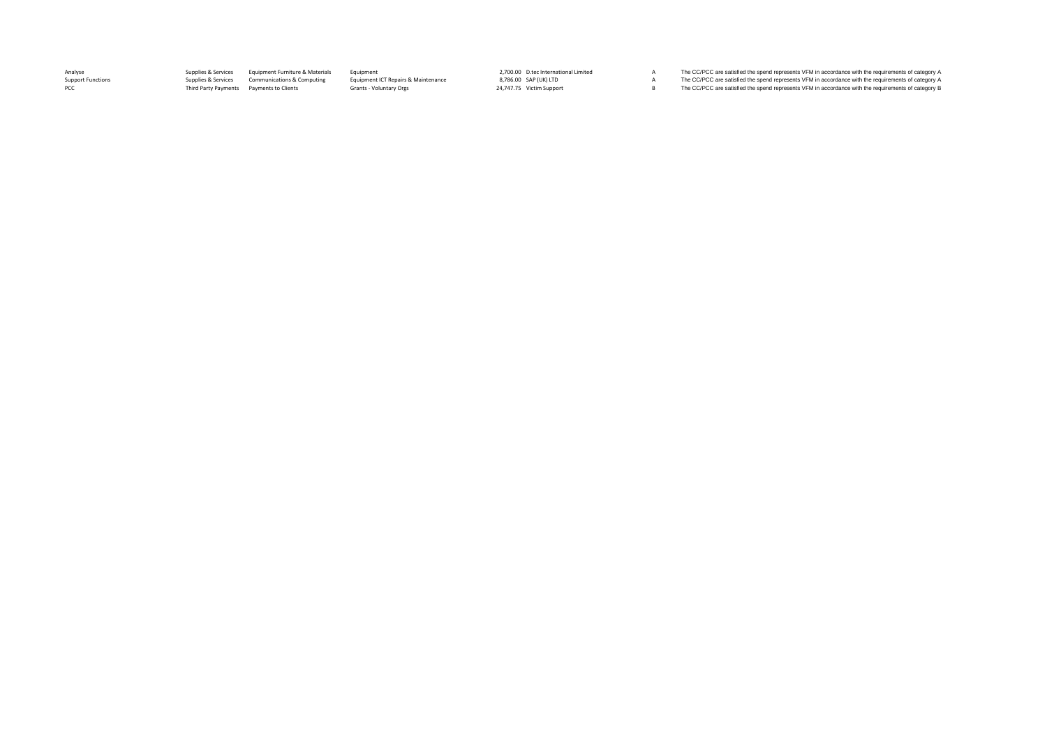| | | | | | | | |
|---|---|---|---|---|---|---|---|
| Analyse | Supplies & Services | Equipment Furniture & Materials | Equipment | 2,700.00 | D.tec International Limited | A | The CC/PCC are satisfied the spend represents VFM in accordance with the requirements of category A |
| Support Functions | Supplies & Services | Communications & Computing | Equipment ICT Repairs & Maintenance | 8,786.00 | SAP (UK) LTD | A | The CC/PCC are satisfied the spend represents VFM in accordance with the requirements of category A |
| PCC | Third Party Payments | Payments to Clients | Grants - Voluntary Orgs | 24,747.75 | Victim Support | B | The CC/PCC are satisfied the spend represents VFM in accordance with the requirements of category B |